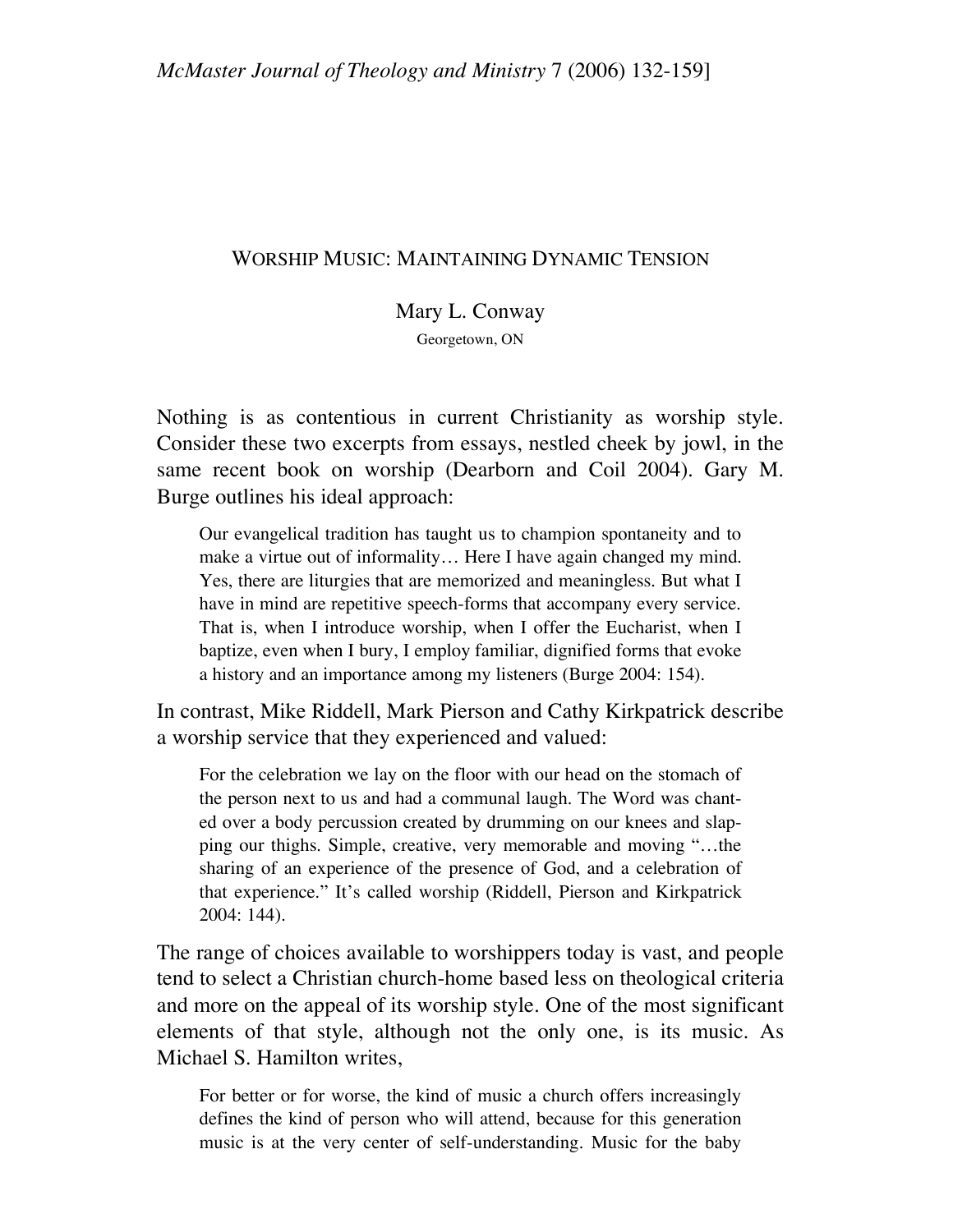# Worship Music: Maintaining Dynamic Tension

Mary L. Conway

Georgetown, ON

Nothing is as contentious in current Christianity as worship style. Consider these two excerpts from essays, nestled cheek by jowl, in the same recent book on worship (Dearborn and Coil 2004). Gary M. Burge outlines his ideal approach:

> Our evangelical tradition has taught us to champion spontaneity and to make a virtue out of informality… Here I have again changed my mind. Yes, there are liturgies that are memorized and meaningless. But what I have in mind are repetitive speech-forms that accompany every service. That is, when I introduce worship, when I offer the Eucharist, when I baptize, even when I bury, I employ familiar, dignified forms that evoke a history and an importance among my listeners (Burge 2004: 154).

In contrast, Mike Riddell, Mark Pierson and Cathy Kirkpatrick describe a worship service that they experienced and valued:

> For the celebration we lay on the floor with our head on the stomach of the person next to us and had a communal laugh. The Word was chanted over a body percussion created by drumming on our knees and slapping our thighs. Simple, creative, very memorable and moving "…the sharing of an experience of the presence of God, and a celebration of that experience." It's called worship (Riddell, Pierson and Kirkpatrick 2004: 144).

The range of choices available to worshippers today is vast, and people tend to select a Christian church-home based less on theological criteria and more on the appeal of its worship style. One of the most significant elements of that style, although not the only one, is its music. As Michael S. Hamilton writes,

> For better or for worse, the kind of music a church offers increasingly defines the kind of person who will attend, because for this generation music is at the very center of self-understanding. Music for the baby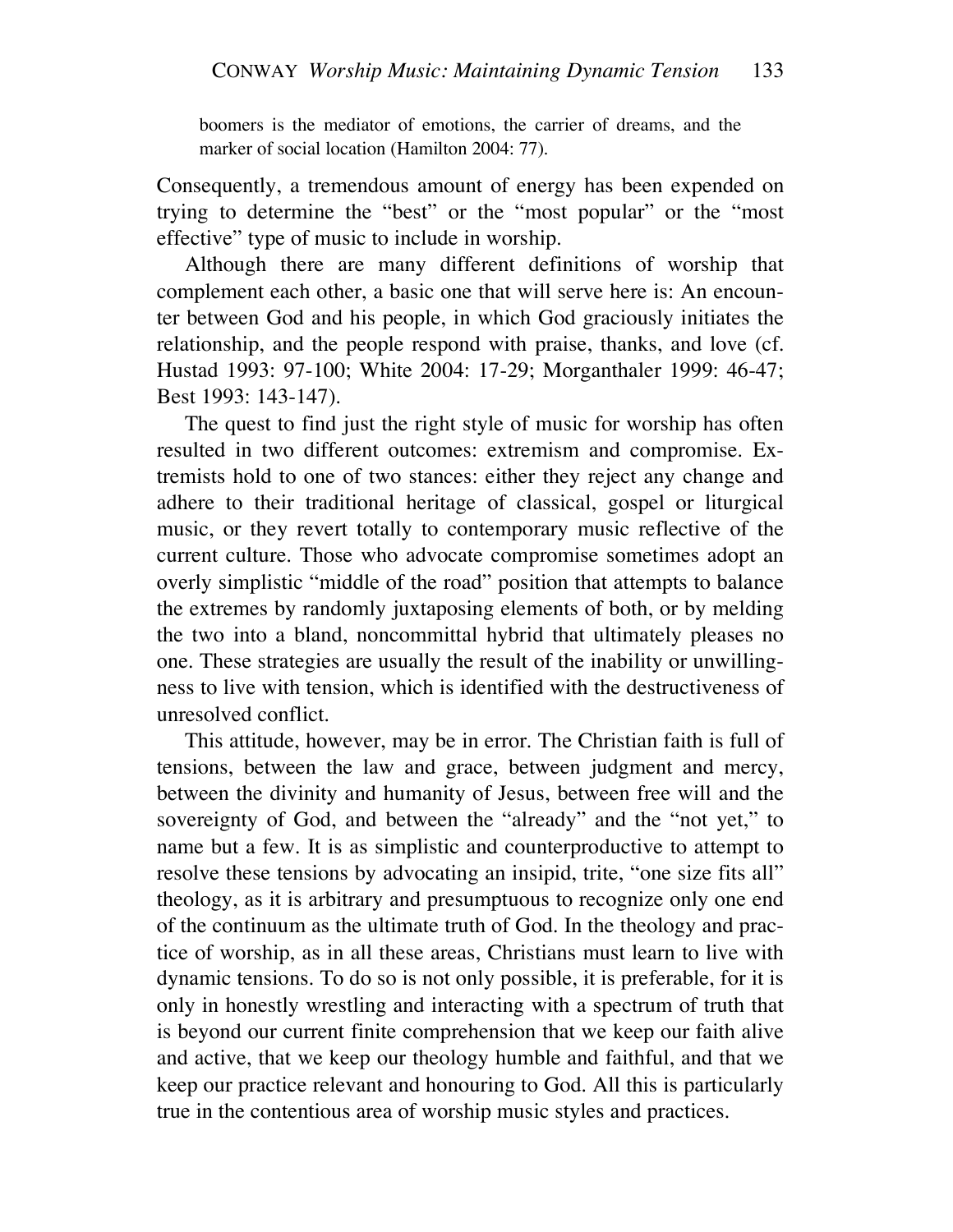> boomers is the mediator of emotions, the carrier of dreams, and the marker of social location (Hamilton 2004: 77).

Consequently, a tremendous amount of energy has been expended on trying to determine the "best" or the "most popular" or the "most effective" type of music to include in worship.

Although there are many different definitions of worship that complement each other, a basic one that will serve here is: An encounter between God and his people, in which God graciously initiates the relationship, and the people respond with praise, thanks, and love (cf. Hustad 1993: 97-100; White 2004: 17-29; Morganthaler 1999: 46-47; Best 1993: 143-147).

The quest to find just the right style of music for worship has often resulted in two different outcomes: extremism and compromise. Extremists hold to one of two stances: either they reject any change and adhere to their traditional heritage of classical, gospel or liturgical music, or they revert totally to contemporary music reflective of the current culture. Those who advocate compromise sometimes adopt an overly simplistic "middle of the road" position that attempts to balance the extremes by randomly juxtaposing elements of both, or by melding the two into a bland, noncommittal hybrid that ultimately pleases no one. These strategies are usually the result of the inability or unwillingness to live with tension, which is identified with the destructiveness of unresolved conflict.

This attitude, however, may be in error. The Christian faith is full of tensions, between the law and grace, between judgment and mercy, between the divinity and humanity of Jesus, between free will and the sovereignty of God, and between the "already" and the "not yet," to name but a few. It is as simplistic and counterproductive to attempt to resolve these tensions by advocating an insipid, trite, "one size fits all" theology, as it is arbitrary and presumptuous to recognize only one end of the continuum as the ultimate truth of God. In the theology and practice of worship, as in all these areas, Christians must learn to live with dynamic tensions. To do so is not only possible, it is preferable, for it is only in honestly wrestling and interacting with a spectrum of truth that is beyond our current finite comprehension that we keep our faith alive and active, that we keep our theology humble and faithful, and that we keep our practice relevant and honouring to God. All this is particularly true in the contentious area of worship music styles and practices.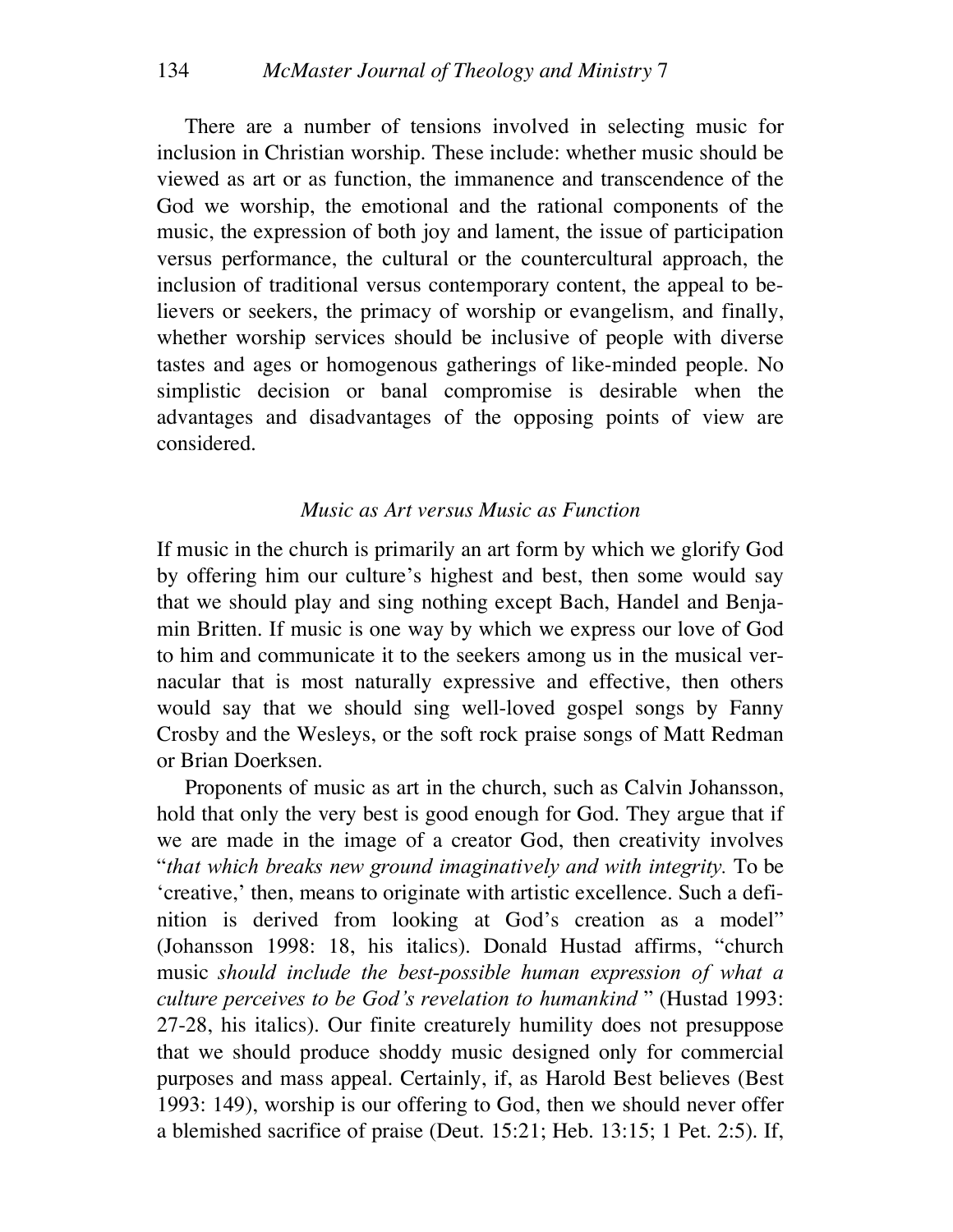There are a number of tensions involved in selecting music for inclusion in Christian worship. These include: whether music should be viewed as art or as function, the immanence and transcendence of the God we worship, the emotional and the rational components of the music, the expression of both joy and lament, the issue of participation versus performance, the cultural or the countercultural approach, the inclusion of traditional versus contemporary content, the appeal to believers or seekers, the primacy of worship or evangelism, and finally, whether worship services should be inclusive of people with diverse tastes and ages or homogenous gatherings of like-minded people. No simplistic decision or banal compromise is desirable when the advantages and disadvantages of the opposing points of view are considered.

### *Music as Art versus Music as Function*

If music in the church is primarily an art form by which we glorify God by offering him our culture's highest and best, then some would say that we should play and sing nothing except Bach, Handel and Benjamin Britten. If music is one way by which we express our love of God to him and communicate it to the seekers among us in the musical vernacular that is most naturally expressive and effective, then others would say that we should sing well-loved gospel songs by Fanny Crosby and the Wesleys, or the soft rock praise songs of Matt Redman or Brian Doerksen.

Proponents of music as art in the church, such as Calvin Johansson, hold that only the very best is good enough for God. They argue that if we are made in the image of a creator God, then creativity involves "*that which breaks new ground imaginatively and with integrity.* To be 'creative,' then, means to originate with artistic excellence. Such a definition is derived from looking at God's creation as a model" (Johansson 1998: 18, his italics). Donald Hustad affirms, "church music *should include the best-possible human expression of what a culture perceives to be God's revelation to humankind* " (Hustad 1993: 27-28, his italics). Our finite creaturely humility does not presuppose that we should produce shoddy music designed only for commercial purposes and mass appeal. Certainly, if, as Harold Best believes (Best 1993: 149), worship is our offering to God, then we should never offer a blemished sacrifice of praise (Deut. 15:21; Heb. 13:15; 1 Pet. 2:5). If,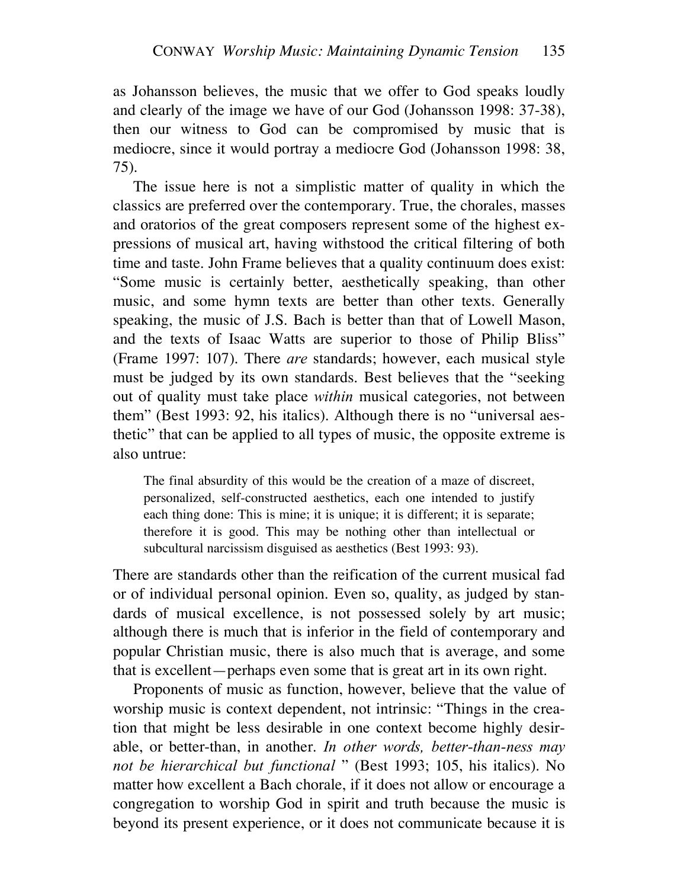as Johansson believes, the music that we offer to God speaks loudly and clearly of the image we have of our God (Johansson 1998: 37-38), then our witness to God can be compromised by music that is mediocre, since it would portray a mediocre God (Johansson 1998: 38, 75).

The issue here is not a simplistic matter of quality in which the classics are preferred over the contemporary. True, the chorales, masses and oratorios of the great composers represent some of the highest expressions of musical art, having withstood the critical filtering of both time and taste. John Frame believes that a quality continuum does exist: "Some music is certainly better, aesthetically speaking, than other music, and some hymn texts are better than other texts. Generally speaking, the music of J.S. Bach is better than that of Lowell Mason, and the texts of Isaac Watts are superior to those of Philip Bliss" (Frame 1997: 107). There *are* standards; however, each musical style must be judged by its own standards. Best believes that the "seeking out of quality must take place *within* musical categories, not between them" (Best 1993: 92, his italics). Although there is no "universal aesthetic" that can be applied to all types of music, the opposite extreme is also untrue:

> The final absurdity of this would be the creation of a maze of discreet, personalized, self-constructed aesthetics, each one intended to justify each thing done: This is mine; it is unique; it is different; it is separate; therefore it is good. This may be nothing other than intellectual or subcultural narcissism disguised as aesthetics (Best 1993: 93).

There are standards other than the reification of the current musical fad or of individual personal opinion. Even so, quality, as judged by standards of musical excellence, is not possessed solely by art music; although there is much that is inferior in the field of contemporary and popular Christian music, there is also much that is average, and some that is excellent—perhaps even some that is great art in its own right.

Proponents of music as function, however, believe that the value of worship music is context dependent, not intrinsic: "Things in the creation that might be less desirable in one context become highly desirable, or better-than, in another. *In other words, better-than-ness may not be hierarchical but functional* " (Best 1993; 105, his italics). No matter how excellent a Bach chorale, if it does not allow or encourage a congregation to worship God in spirit and truth because the music is beyond its present experience, or it does not communicate because it is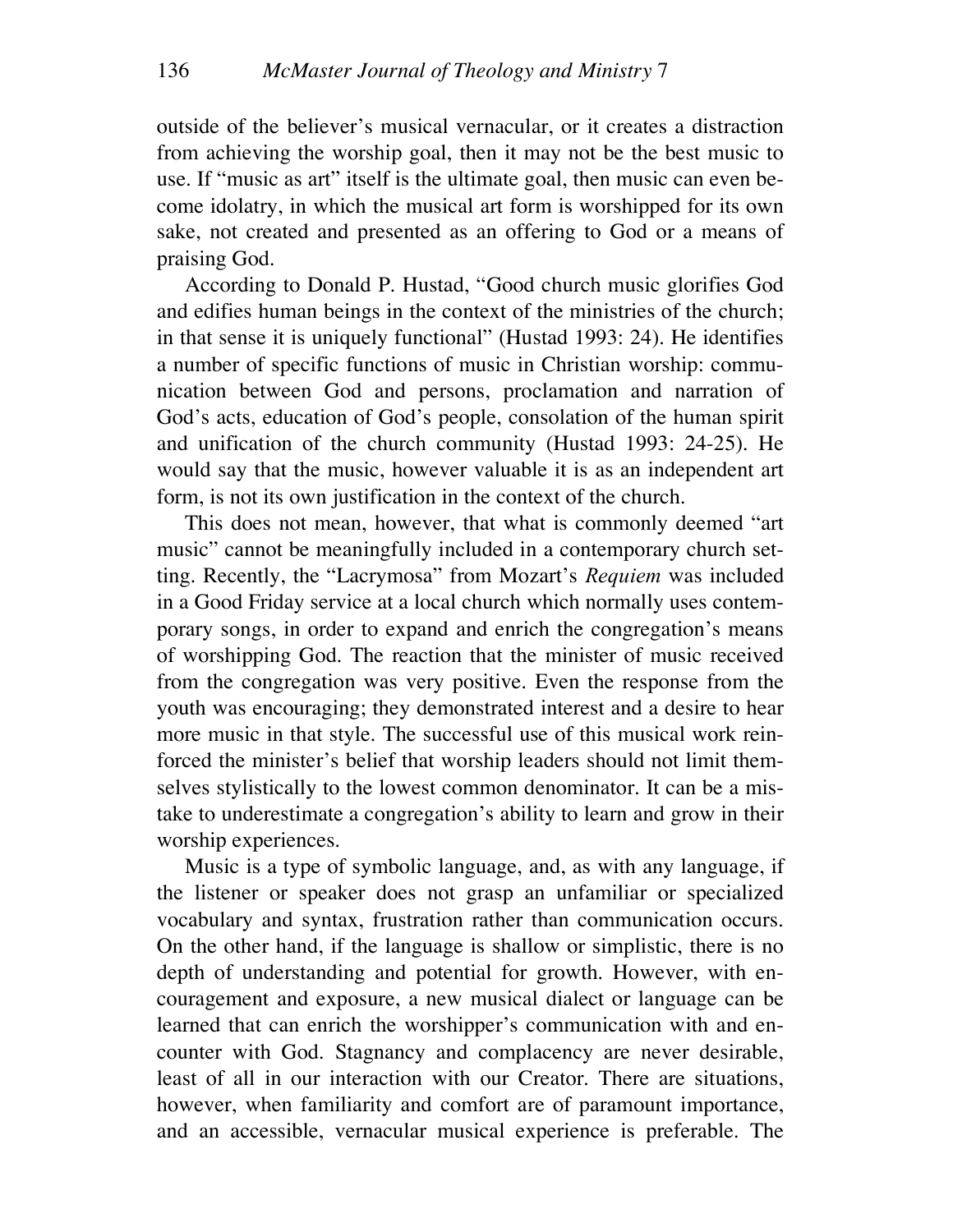outside of the believer's musical vernacular, or it creates a distraction from achieving the worship goal, then it may not be the best music to use. If "music as art" itself is the ultimate goal, then music can even become idolatry, in which the musical art form is worshipped for its own sake, not created and presented as an offering to God or a means of praising God.

According to Donald P. Hustad, "Good church music glorifies God and edifies human beings in the context of the ministries of the church; in that sense it is uniquely functional" (Hustad 1993: 24). He identifies a number of specific functions of music in Christian worship: communication between God and persons, proclamation and narration of God's acts, education of God's people, consolation of the human spirit and unification of the church community (Hustad 1993: 24-25). He would say that the music, however valuable it is as an independent art form, is not its own justification in the context of the church.

This does not mean, however, that what is commonly deemed "art music" cannot be meaningfully included in a contemporary church setting. Recently, the "Lacrymosa" from Mozart's *Requiem* was included in a Good Friday service at a local church which normally uses contemporary songs, in order to expand and enrich the congregation's means of worshipping God. The reaction that the minister of music received from the congregation was very positive. Even the response from the youth was encouraging; they demonstrated interest and a desire to hear more music in that style. The successful use of this musical work reinforced the minister's belief that worship leaders should not limit themselves stylistically to the lowest common denominator. It can be a mistake to underestimate a congregation's ability to learn and grow in their worship experiences.

Music is a type of symbolic language, and, as with any language, if the listener or speaker does not grasp an unfamiliar or specialized vocabulary and syntax, frustration rather than communication occurs. On the other hand, if the language is shallow or simplistic, there is no depth of understanding and potential for growth. However, with encouragement and exposure, a new musical dialect or language can be learned that can enrich the worshipper's communication with and encounter with God. Stagnancy and complacency are never desirable, least of all in our interaction with our Creator. There are situations, however, when familiarity and comfort are of paramount importance, and an accessible, vernacular musical experience is preferable. The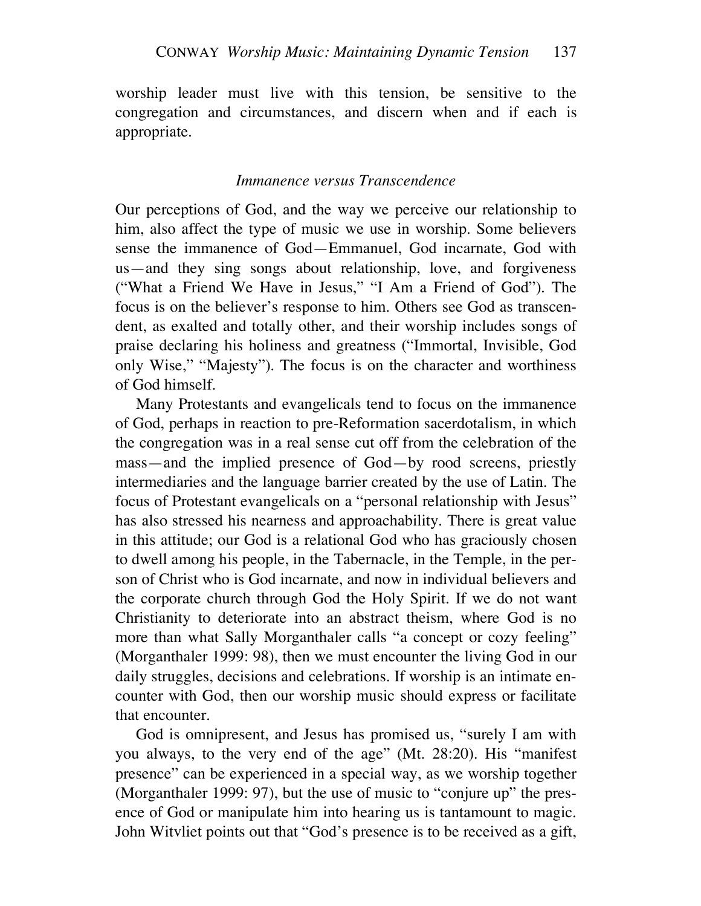worship leader must live with this tension, be sensitive to the congregation and circumstances, and discern when and if each is appropriate.

### *Immanence versus Transcendence*

Our perceptions of God, and the way we perceive our relationship to him, also affect the type of music we use in worship. Some believers sense the immanence of God—Emmanuel, God incarnate, God with us—and they sing songs about relationship, love, and forgiveness ("What a Friend We Have in Jesus," "I Am a Friend of God"). The focus is on the believer's response to him. Others see God as transcendent, as exalted and totally other, and their worship includes songs of praise declaring his holiness and greatness ("Immortal, Invisible, God only Wise," "Majesty"). The focus is on the character and worthiness of God himself.

Many Protestants and evangelicals tend to focus on the immanence of God, perhaps in reaction to pre-Reformation sacerdotalism, in which the congregation was in a real sense cut off from the celebration of the mass—and the implied presence of God—by rood screens, priestly intermediaries and the language barrier created by the use of Latin. The focus of Protestant evangelicals on a "personal relationship with Jesus" has also stressed his nearness and approachability. There is great value in this attitude; our God is a relational God who has graciously chosen to dwell among his people, in the Tabernacle, in the Temple, in the person of Christ who is God incarnate, and now in individual believers and the corporate church through God the Holy Spirit. If we do not want Christianity to deteriorate into an abstract theism, where God is no more than what Sally Morganthaler calls "a concept or cozy feeling" (Morganthaler 1999: 98), then we must encounter the living God in our daily struggles, decisions and celebrations. If worship is an intimate encounter with God, then our worship music should express or facilitate that encounter.

God is omnipresent, and Jesus has promised us, "surely I am with you always, to the very end of the age" (Mt. 28:20). His "manifest presence" can be experienced in a special way, as we worship together (Morganthaler 1999: 97), but the use of music to "conjure up" the presence of God or manipulate him into hearing us is tantamount to magic. John Witvliet points out that "God's presence is to be received as a gift,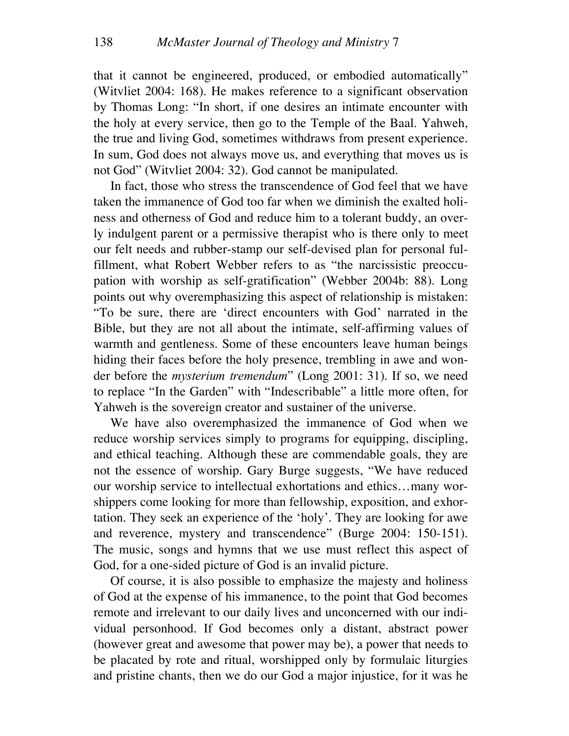that it cannot be engineered, produced, or embodied automatically" (Witvliet 2004: 168). He makes reference to a significant observation by Thomas Long: "In short, if one desires an intimate encounter with the holy at every service, then go to the Temple of the Baal. Yahweh, the true and living God, sometimes withdraws from present experience. In sum, God does not always move us, and everything that moves us is not God" (Witvliet 2004: 32). God cannot be manipulated.

In fact, those who stress the transcendence of God feel that we have taken the immanence of God too far when we diminish the exalted holiness and otherness of God and reduce him to a tolerant buddy, an overly indulgent parent or a permissive therapist who is there only to meet our felt needs and rubber-stamp our self-devised plan for personal fulfillment, what Robert Webber refers to as "the narcissistic preoccupation with worship as self-gratification" (Webber 2004b: 88). Long points out why overemphasizing this aspect of relationship is mistaken: "To be sure, there are 'direct encounters with God' narrated in the Bible, but they are not all about the intimate, self-affirming values of warmth and gentleness. Some of these encounters leave human beings hiding their faces before the holy presence, trembling in awe and wonder before the *mysterium tremendum*" (Long 2001: 31). If so, we need to replace "In the Garden" with "Indescribable" a little more often, for Yahweh is the sovereign creator and sustainer of the universe.

We have also overemphasized the immanence of God when we reduce worship services simply to programs for equipping, discipling, and ethical teaching. Although these are commendable goals, they are not the essence of worship. Gary Burge suggests, "We have reduced our worship service to intellectual exhortations and ethics…many worshippers come looking for more than fellowship, exposition, and exhortation. They seek an experience of the 'holy'. They are looking for awe and reverence, mystery and transcendence" (Burge 2004: 150-151). The music, songs and hymns that we use must reflect this aspect of God, for a one-sided picture of God is an invalid picture.

Of course, it is also possible to emphasize the majesty and holiness of God at the expense of his immanence, to the point that God becomes remote and irrelevant to our daily lives and unconcerned with our individual personhood. If God becomes only a distant, abstract power (however great and awesome that power may be), a power that needs to be placated by rote and ritual, worshipped only by formulaic liturgies and pristine chants, then we do our God a major injustice, for it was he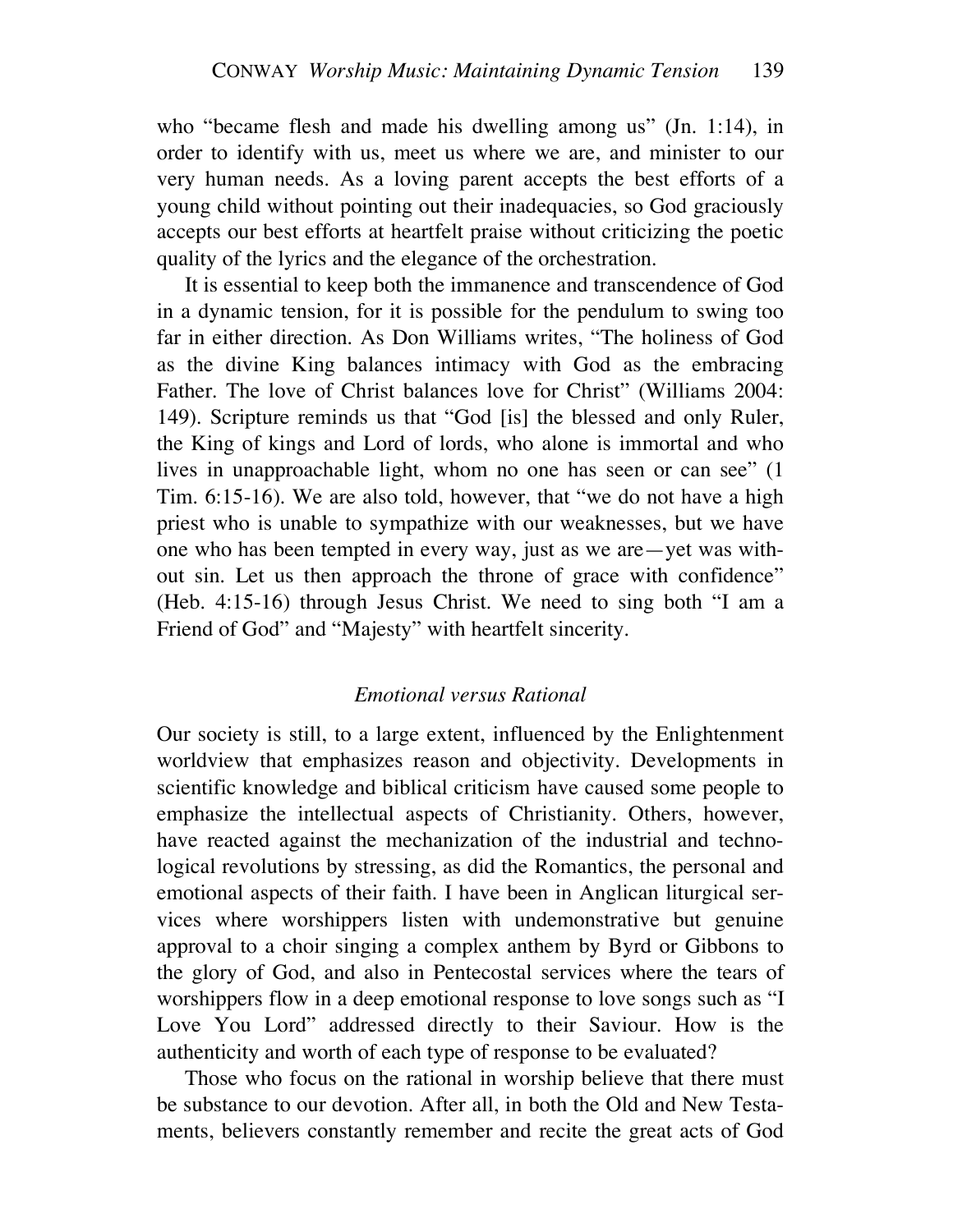who "became flesh and made his dwelling among us" (Jn. 1:14), in order to identify with us, meet us where we are, and minister to our very human needs. As a loving parent accepts the best efforts of a young child without pointing out their inadequacies, so God graciously accepts our best efforts at heartfelt praise without criticizing the poetic quality of the lyrics and the elegance of the orchestration.

It is essential to keep both the immanence and transcendence of God in a dynamic tension, for it is possible for the pendulum to swing too far in either direction. As Don Williams writes, "The holiness of God as the divine King balances intimacy with God as the embracing Father. The love of Christ balances love for Christ" (Williams 2004: 149). Scripture reminds us that "God [is] the blessed and only Ruler, the King of kings and Lord of lords, who alone is immortal and who lives in unapproachable light, whom no one has seen or can see" (1 Tim. 6:15-16). We are also told, however, that "we do not have a high priest who is unable to sympathize with our weaknesses, but we have one who has been tempted in every way, just as we are—yet was without sin. Let us then approach the throne of grace with confidence" (Heb. 4:15-16) through Jesus Christ. We need to sing both "I am a Friend of God" and "Majesty" with heartfelt sincerity.

### *Emotional versus Rational*

Our society is still, to a large extent, influenced by the Enlightenment worldview that emphasizes reason and objectivity. Developments in scientific knowledge and biblical criticism have caused some people to emphasize the intellectual aspects of Christianity. Others, however, have reacted against the mechanization of the industrial and technological revolutions by stressing, as did the Romantics, the personal and emotional aspects of their faith. I have been in Anglican liturgical services where worshippers listen with undemonstrative but genuine approval to a choir singing a complex anthem by Byrd or Gibbons to the glory of God, and also in Pentecostal services where the tears of worshippers flow in a deep emotional response to love songs such as "I Love You Lord" addressed directly to their Saviour. How is the authenticity and worth of each type of response to be evaluated?

Those who focus on the rational in worship believe that there must be substance to our devotion. After all, in both the Old and New Testaments, believers constantly remember and recite the great acts of God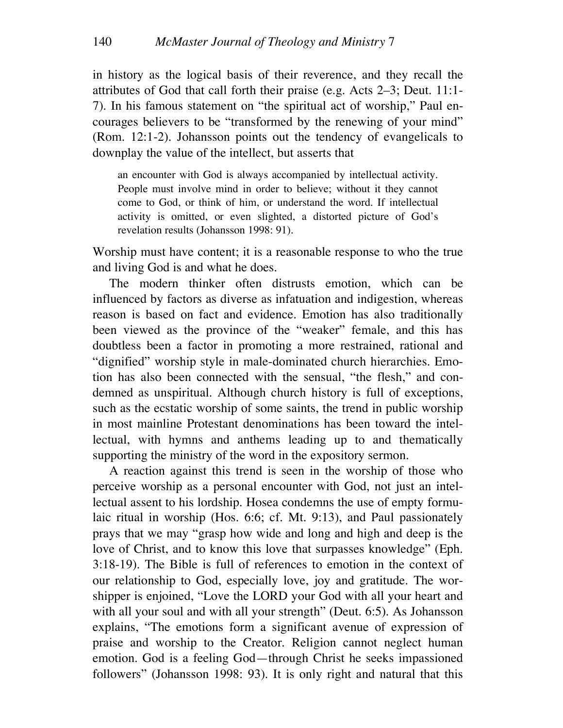in history as the logical basis of their reverence, and they recall the attributes of God that call forth their praise (e.g. Acts 2–3; Deut. 11:1-7). In his famous statement on "the spiritual act of worship," Paul encourages believers to be "transformed by the renewing of your mind" (Rom. 12:1-2). Johansson points out the tendency of evangelicals to downplay the value of the intellect, but asserts that

> an encounter with God is always accompanied by intellectual activity. People must involve mind in order to believe; without it they cannot come to God, or think of him, or understand the word. If intellectual activity is omitted, or even slighted, a distorted picture of God's revelation results (Johansson 1998: 91).

Worship must have content; it is a reasonable response to who the true and living God is and what he does.

The modern thinker often distrusts emotion, which can be influenced by factors as diverse as infatuation and indigestion, whereas reason is based on fact and evidence. Emotion has also traditionally been viewed as the province of the "weaker" female, and this has doubtless been a factor in promoting a more restrained, rational and "dignified" worship style in male-dominated church hierarchies. Emotion has also been connected with the sensual, "the flesh," and condemned as unspiritual. Although church history is full of exceptions, such as the ecstatic worship of some saints, the trend in public worship in most mainline Protestant denominations has been toward the intellectual, with hymns and anthems leading up to and thematically supporting the ministry of the word in the expository sermon.

A reaction against this trend is seen in the worship of those who perceive worship as a personal encounter with God, not just an intellectual assent to his lordship. Hosea condemns the use of empty formulaic ritual in worship (Hos. 6:6; cf. Mt. 9:13), and Paul passionately prays that we may "grasp how wide and long and high and deep is the love of Christ, and to know this love that surpasses knowledge" (Eph. 3:18-19). The Bible is full of references to emotion in the context of our relationship to God, especially love, joy and gratitude. The worshipper is enjoined, "Love the LORD your God with all your heart and with all your soul and with all your strength" (Deut. 6:5). As Johansson explains, "The emotions form a significant avenue of expression of praise and worship to the Creator. Religion cannot neglect human emotion. God is a feeling God—through Christ he seeks impassioned followers" (Johansson 1998: 93). It is only right and natural that this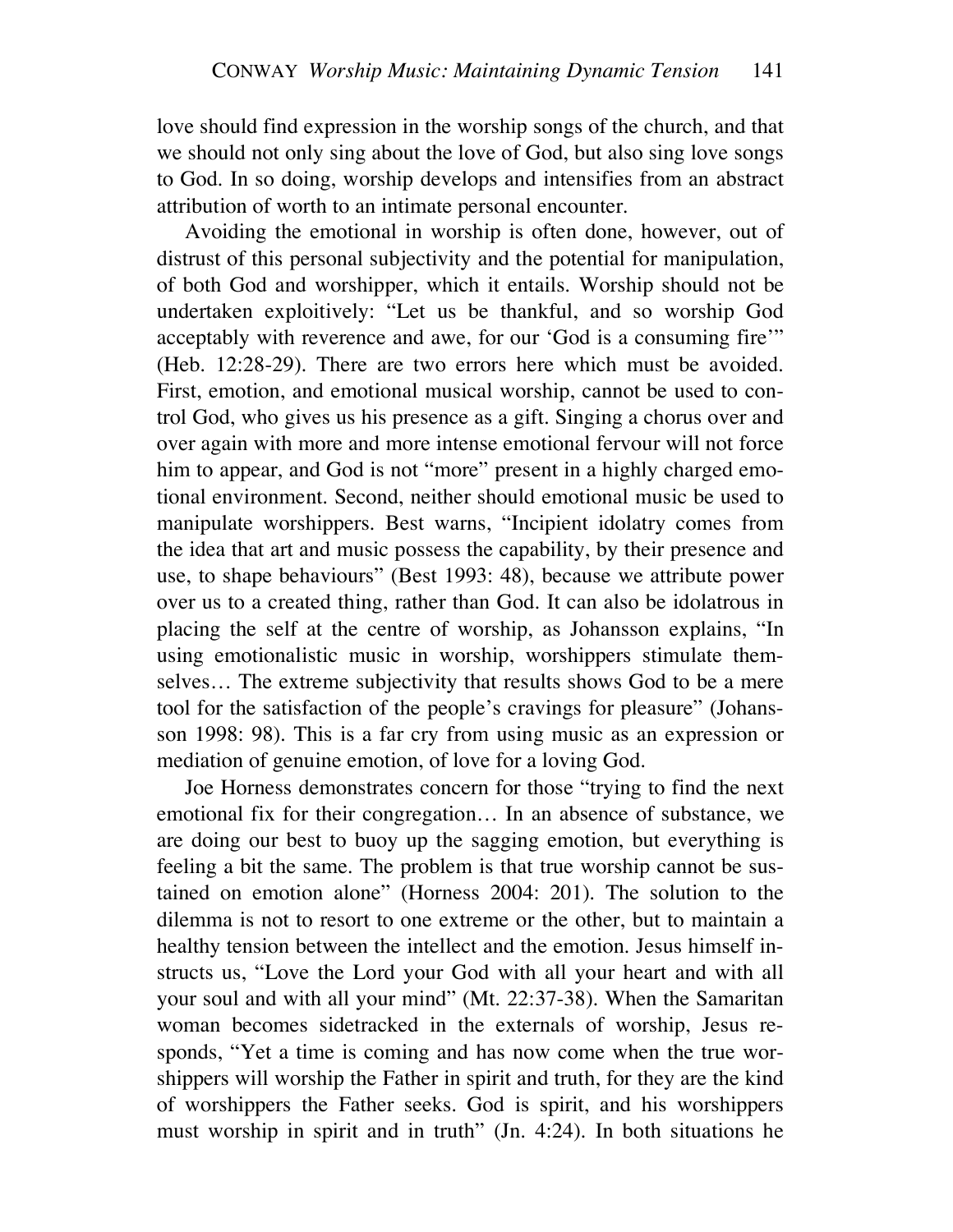love should find expression in the worship songs of the church, and that we should not only sing about the love of God, but also sing love songs to God. In so doing, worship develops and intensifies from an abstract attribution of worth to an intimate personal encounter.

Avoiding the emotional in worship is often done, however, out of distrust of this personal subjectivity and the potential for manipulation, of both God and worshipper, which it entails. Worship should not be undertaken exploitively: "Let us be thankful, and so worship God acceptably with reverence and awe, for our 'God is a consuming fire'" (Heb. 12:28-29). There are two errors here which must be avoided. First, emotion, and emotional musical worship, cannot be used to control God, who gives us his presence as a gift. Singing a chorus over and over again with more and more intense emotional fervour will not force him to appear, and God is not "more" present in a highly charged emotional environment. Second, neither should emotional music be used to manipulate worshippers. Best warns, "Incipient idolatry comes from the idea that art and music possess the capability, by their presence and use, to shape behaviours" (Best 1993: 48), because we attribute power over us to a created thing, rather than God. It can also be idolatrous in placing the self at the centre of worship, as Johansson explains, "In using emotionalistic music in worship, worshippers stimulate themselves… The extreme subjectivity that results shows God to be a mere tool for the satisfaction of the people's cravings for pleasure" (Johansson 1998: 98). This is a far cry from using music as an expression or mediation of genuine emotion, of love for a loving God.

Joe Horness demonstrates concern for those "trying to find the next emotional fix for their congregation… In an absence of substance, we are doing our best to buoy up the sagging emotion, but everything is feeling a bit the same. The problem is that true worship cannot be sustained on emotion alone" (Horness 2004: 201). The solution to the dilemma is not to resort to one extreme or the other, but to maintain a healthy tension between the intellect and the emotion. Jesus himself instructs us, "Love the Lord your God with all your heart and with all your soul and with all your mind" (Mt. 22:37-38). When the Samaritan woman becomes sidetracked in the externals of worship, Jesus responds, "Yet a time is coming and has now come when the true worshippers will worship the Father in spirit and truth, for they are the kind of worshippers the Father seeks. God is spirit, and his worshippers must worship in spirit and in truth" (Jn. 4:24). In both situations he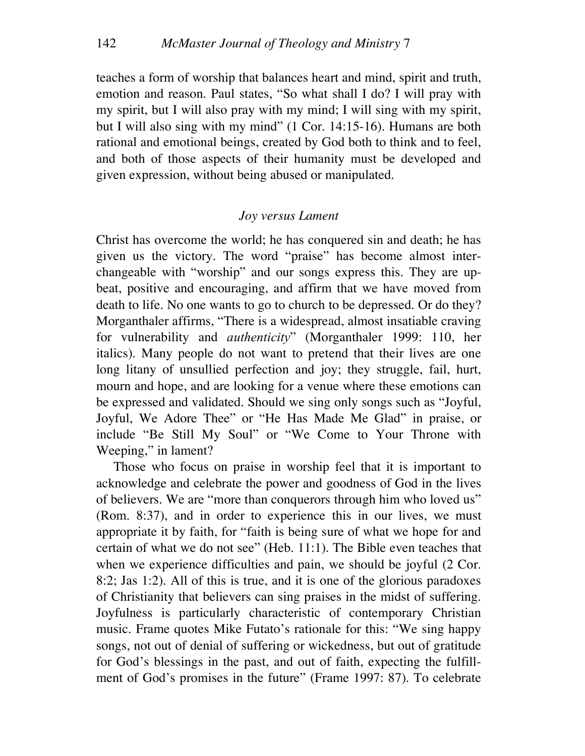teaches a form of worship that balances heart and mind, spirit and truth, emotion and reason. Paul states, "So what shall I do? I will pray with my spirit, but I will also pray with my mind; I will sing with my spirit, but I will also sing with my mind" (1 Cor. 14:15-16). Humans are both rational and emotional beings, created by God both to think and to feel, and both of those aspects of their humanity must be developed and given expression, without being abused or manipulated.

### *Joy versus Lament*

Christ has overcome the world; he has conquered sin and death; he has given us the victory. The word "praise" has become almost interchangeable with "worship" and our songs express this. They are upbeat, positive and encouraging, and affirm that we have moved from death to life. No one wants to go to church to be depressed. Or do they? Morganthaler affirms, "There is a widespread, almost insatiable craving for vulnerability and *authenticity*" (Morganthaler 1999: 110, her italics). Many people do not want to pretend that their lives are one long litany of unsullied perfection and joy; they struggle, fail, hurt, mourn and hope, and are looking for a venue where these emotions can be expressed and validated. Should we sing only songs such as "Joyful, Joyful, We Adore Thee" or "He Has Made Me Glad" in praise, or include "Be Still My Soul" or "We Come to Your Throne with Weeping," in lament?

Those who focus on praise in worship feel that it is important to acknowledge and celebrate the power and goodness of God in the lives of believers. We are "more than conquerors through him who loved us" (Rom. 8:37), and in order to experience this in our lives, we must appropriate it by faith, for "faith is being sure of what we hope for and certain of what we do not see" (Heb. 11:1). The Bible even teaches that when we experience difficulties and pain, we should be joyful (2 Cor. 8:2; Jas 1:2). All of this is true, and it is one of the glorious paradoxes of Christianity that believers can sing praises in the midst of suffering. Joyfulness is particularly characteristic of contemporary Christian music. Frame quotes Mike Futato's rationale for this: "We sing happy songs, not out of denial of suffering or wickedness, but out of gratitude for God's blessings in the past, and out of faith, expecting the fulfillment of God's promises in the future" (Frame 1997: 87). To celebrate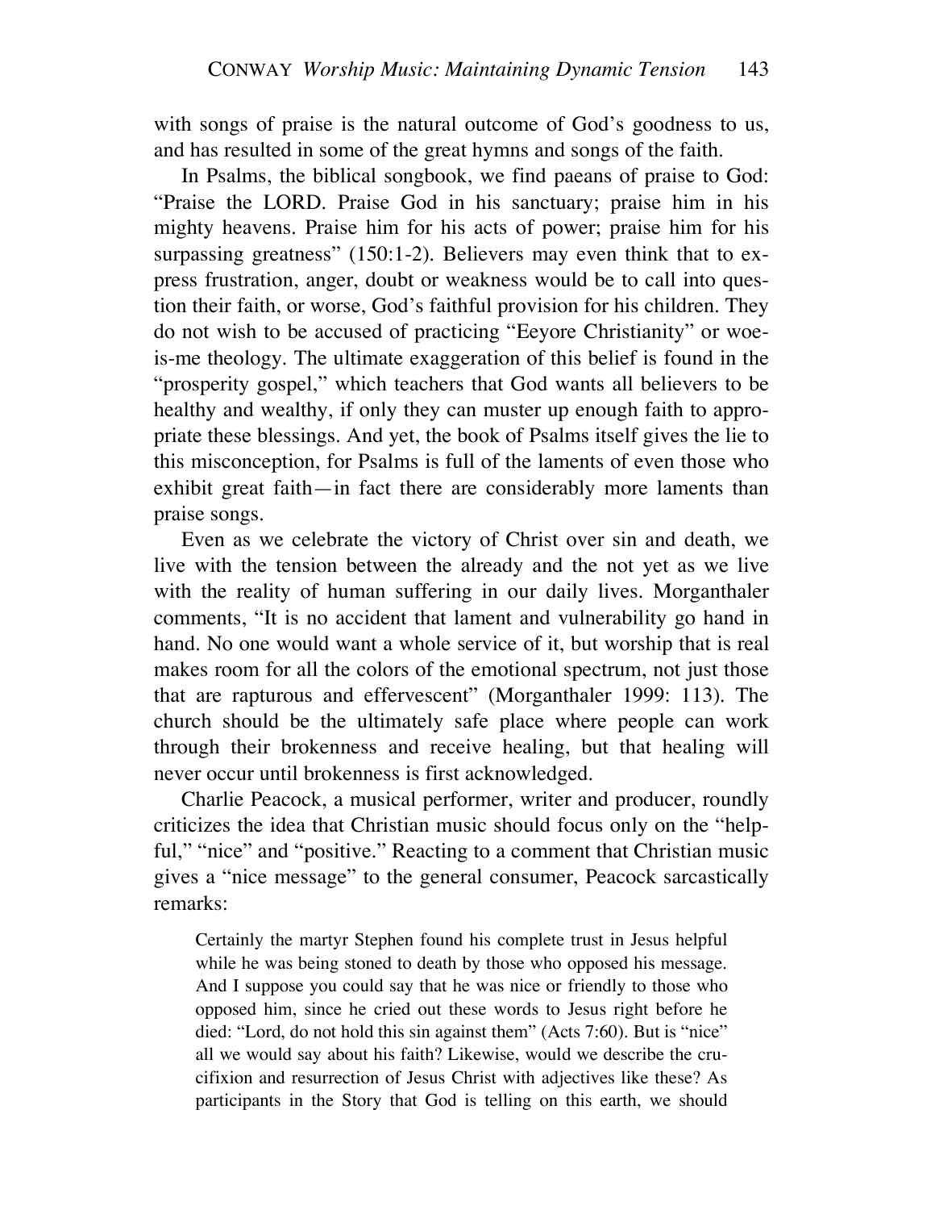with songs of praise is the natural outcome of God's goodness to us, and has resulted in some of the great hymns and songs of the faith.

In Psalms, the biblical songbook, we find paeans of praise to God: "Praise the LORD. Praise God in his sanctuary; praise him in his mighty heavens. Praise him for his acts of power; praise him for his surpassing greatness" (150:1-2). Believers may even think that to express frustration, anger, doubt or weakness would be to call into question their faith, or worse, God's faithful provision for his children. They do not wish to be accused of practicing "Eeyore Christianity" or woe-is-me theology. The ultimate exaggeration of this belief is found in the "prosperity gospel," which teachers that God wants all believers to be healthy and wealthy, if only they can muster up enough faith to appropriate these blessings. And yet, the book of Psalms itself gives the lie to this misconception, for Psalms is full of the laments of even those who exhibit great faith—in fact there are considerably more laments than praise songs.

Even as we celebrate the victory of Christ over sin and death, we live with the tension between the already and the not yet as we live with the reality of human suffering in our daily lives. Morganthaler comments, "It is no accident that lament and vulnerability go hand in hand. No one would want a whole service of it, but worship that is real makes room for all the colors of the emotional spectrum, not just those that are rapturous and effervescent" (Morganthaler 1999: 113). The church should be the ultimately safe place where people can work through their brokenness and receive healing, but that healing will never occur until brokenness is first acknowledged.

Charlie Peacock, a musical performer, writer and producer, roundly criticizes the idea that Christian music should focus only on the "helpful," "nice" and "positive." Reacting to a comment that Christian music gives a "nice message" to the general consumer, Peacock sarcastically remarks:

> Certainly the martyr Stephen found his complete trust in Jesus helpful while he was being stoned to death by those who opposed his message. And I suppose you could say that he was nice or friendly to those who opposed him, since he cried out these words to Jesus right before he died: "Lord, do not hold this sin against them" (Acts 7:60). But is "nice" all we would say about his faith? Likewise, would we describe the crucifixion and resurrection of Jesus Christ with adjectives like these? As participants in the Story that God is telling on this earth, we should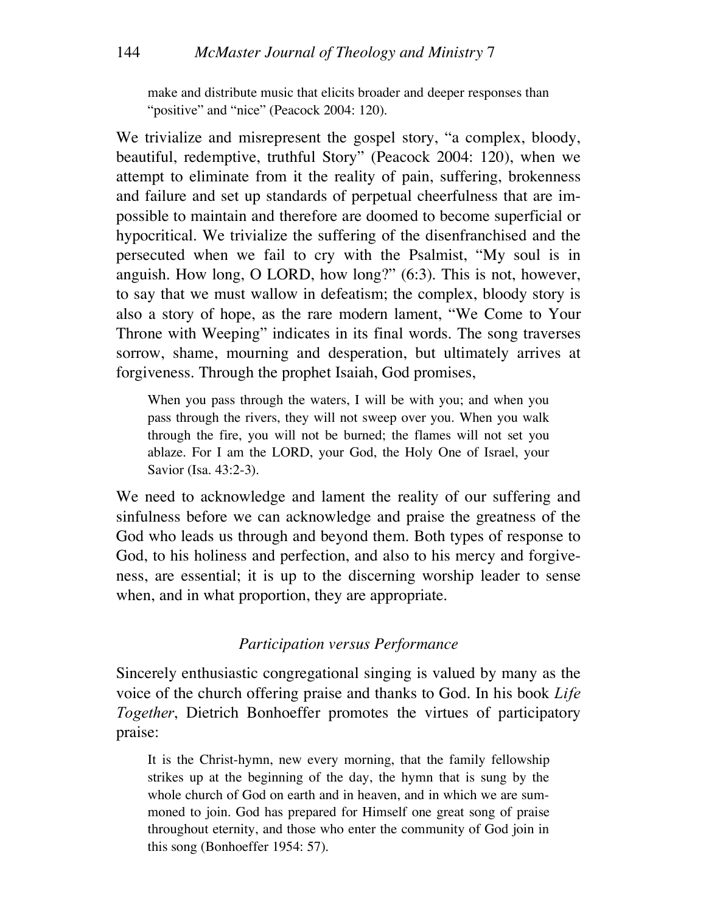make and distribute music that elicits broader and deeper responses than "positive" and "nice" (Peacock 2004: 120).

We trivialize and misrepresent the gospel story, "a complex, bloody, beautiful, redemptive, truthful Story" (Peacock 2004: 120), when we attempt to eliminate from it the reality of pain, suffering, brokenness and failure and set up standards of perpetual cheerfulness that are impossible to maintain and therefore are doomed to become superficial or hypocritical. We trivialize the suffering of the disenfranchised and the persecuted when we fail to cry with the Psalmist, "My soul is in anguish. How long, O LORD, how long?" (6:3). This is not, however, to say that we must wallow in defeatism; the complex, bloody story is also a story of hope, as the rare modern lament, "We Come to Your Throne with Weeping" indicates in its final words. The song traverses sorrow, shame, mourning and desperation, but ultimately arrives at forgiveness. Through the prophet Isaiah, God promises,

> When you pass through the waters, I will be with you; and when you pass through the rivers, they will not sweep over you. When you walk through the fire, you will not be burned; the flames will not set you ablaze. For I am the LORD, your God, the Holy One of Israel, your Savior (Isa. 43:2-3).

We need to acknowledge and lament the reality of our suffering and sinfulness before we can acknowledge and praise the greatness of the God who leads us through and beyond them. Both types of response to God, to his holiness and perfection, and also to his mercy and forgiveness, are essential; it is up to the discerning worship leader to sense when, and in what proportion, they are appropriate.

### *Participation versus Performance*

Sincerely enthusiastic congregational singing is valued by many as the voice of the church offering praise and thanks to God. In his book *Life Together*, Dietrich Bonhoeffer promotes the virtues of participatory praise:

> It is the Christ-hymn, new every morning, that the family fellowship strikes up at the beginning of the day, the hymn that is sung by the whole church of God on earth and in heaven, and in which we are summoned to join. God has prepared for Himself one great song of praise throughout eternity, and those who enter the community of God join in this song (Bonhoeffer 1954: 57).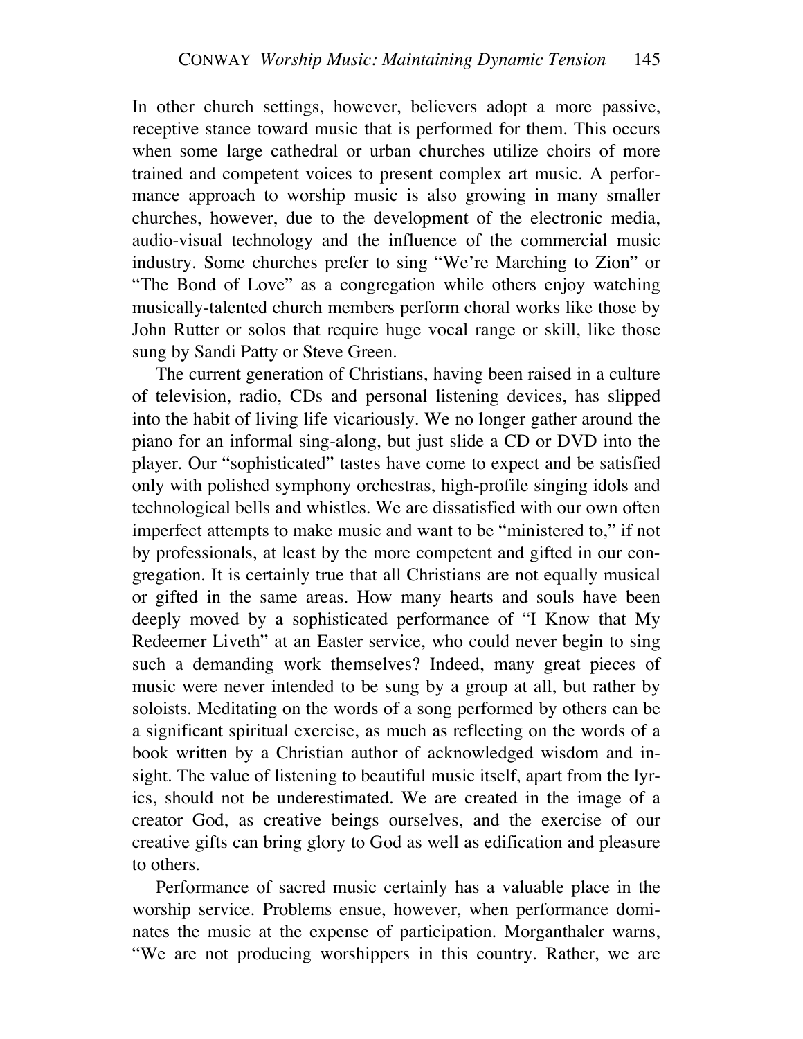In other church settings, however, believers adopt a more passive, receptive stance toward music that is performed for them. This occurs when some large cathedral or urban churches utilize choirs of more trained and competent voices to present complex art music. A performance approach to worship music is also growing in many smaller churches, however, due to the development of the electronic media, audio-visual technology and the influence of the commercial music industry. Some churches prefer to sing "We're Marching to Zion" or "The Bond of Love" as a congregation while others enjoy watching musically-talented church members perform choral works like those by John Rutter or solos that require huge vocal range or skill, like those sung by Sandi Patty or Steve Green.

The current generation of Christians, having been raised in a culture of television, radio, CDs and personal listening devices, has slipped into the habit of living life vicariously. We no longer gather around the piano for an informal sing-along, but just slide a CD or DVD into the player. Our "sophisticated" tastes have come to expect and be satisfied only with polished symphony orchestras, high-profile singing idols and technological bells and whistles. We are dissatisfied with our own often imperfect attempts to make music and want to be "ministered to," if not by professionals, at least by the more competent and gifted in our congregation. It is certainly true that all Christians are not equally musical or gifted in the same areas. How many hearts and souls have been deeply moved by a sophisticated performance of "I Know that My Redeemer Liveth" at an Easter service, who could never begin to sing such a demanding work themselves? Indeed, many great pieces of music were never intended to be sung by a group at all, but rather by soloists. Meditating on the words of a song performed by others can be a significant spiritual exercise, as much as reflecting on the words of a book written by a Christian author of acknowledged wisdom and insight. The value of listening to beautiful music itself, apart from the lyrics, should not be underestimated. We are created in the image of a creator God, as creative beings ourselves, and the exercise of our creative gifts can bring glory to God as well as edification and pleasure to others.

Performance of sacred music certainly has a valuable place in the worship service. Problems ensue, however, when performance dominates the music at the expense of participation. Morganthaler warns, "We are not producing worshippers in this country. Rather, we are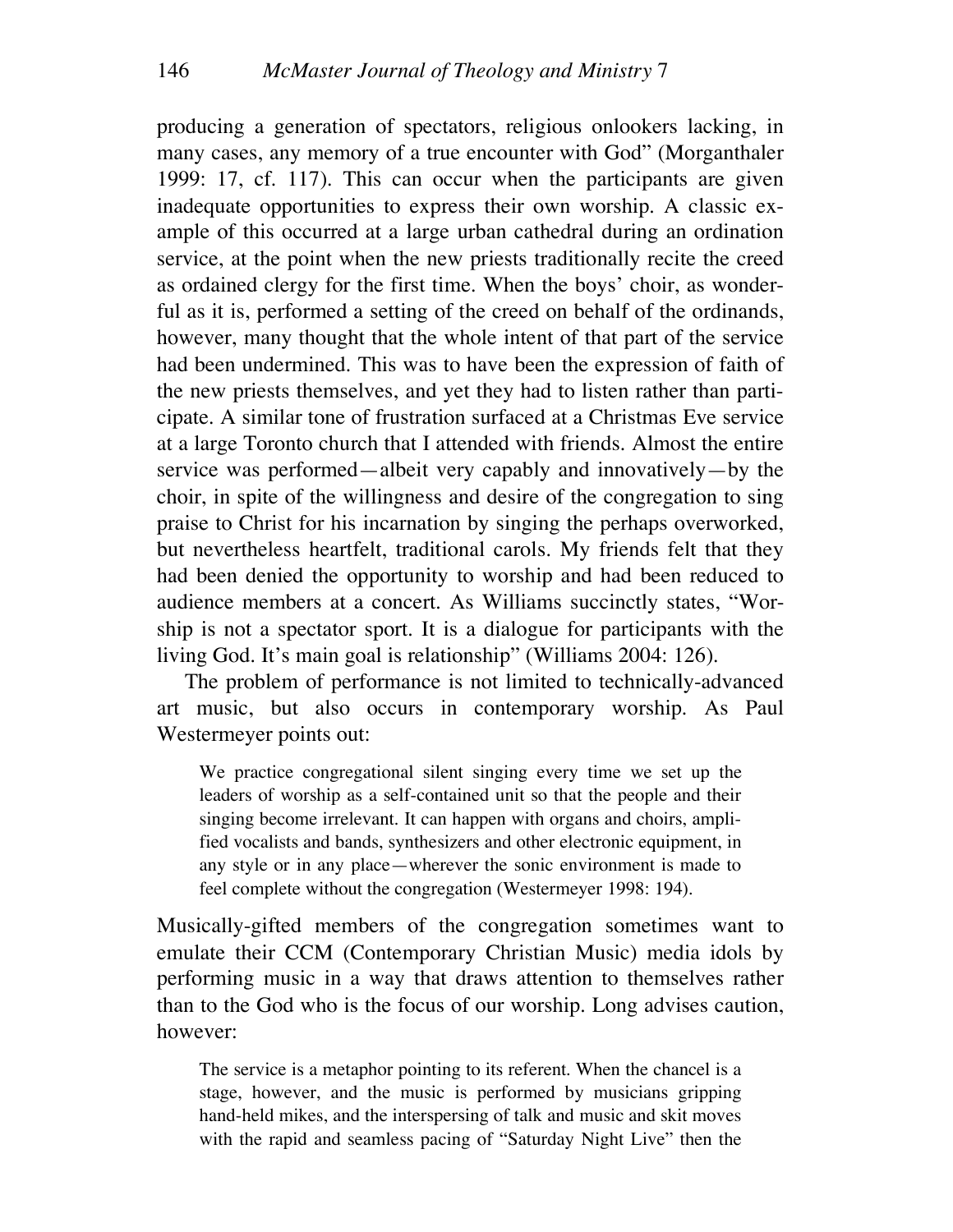producing a generation of spectators, religious onlookers lacking, in many cases, any memory of a true encounter with God" (Morganthaler 1999: 17, cf. 117). This can occur when the participants are given inadequate opportunities to express their own worship. A classic example of this occurred at a large urban cathedral during an ordination service, at the point when the new priests traditionally recite the creed as ordained clergy for the first time. When the boys' choir, as wonderful as it is, performed a setting of the creed on behalf of the ordinands, however, many thought that the whole intent of that part of the service had been undermined. This was to have been the expression of faith of the new priests themselves, and yet they had to listen rather than participate. A similar tone of frustration surfaced at a Christmas Eve service at a large Toronto church that I attended with friends. Almost the entire service was performed—albeit very capably and innovatively—by the choir, in spite of the willingness and desire of the congregation to sing praise to Christ for his incarnation by singing the perhaps overworked, but nevertheless heartfelt, traditional carols. My friends felt that they had been denied the opportunity to worship and had been reduced to audience members at a concert. As Williams succinctly states, "Worship is not a spectator sport. It is a dialogue for participants with the living God. It's main goal is relationship" (Williams 2004: 126).

The problem of performance is not limited to technically-advanced art music, but also occurs in contemporary worship. As Paul Westermeyer points out:

> We practice congregational silent singing every time we set up the leaders of worship as a self-contained unit so that the people and their singing become irrelevant. It can happen with organs and choirs, amplified vocalists and bands, synthesizers and other electronic equipment, in any style or in any place—wherever the sonic environment is made to feel complete without the congregation (Westermeyer 1998: 194).

Musically-gifted members of the congregation sometimes want to emulate their CCM (Contemporary Christian Music) media idols by performing music in a way that draws attention to themselves rather than to the God who is the focus of our worship. Long advises caution, however:

> The service is a metaphor pointing to its referent. When the chancel is a stage, however, and the music is performed by musicians gripping hand-held mikes, and the interspersing of talk and music and skit moves with the rapid and seamless pacing of "Saturday Night Live" then the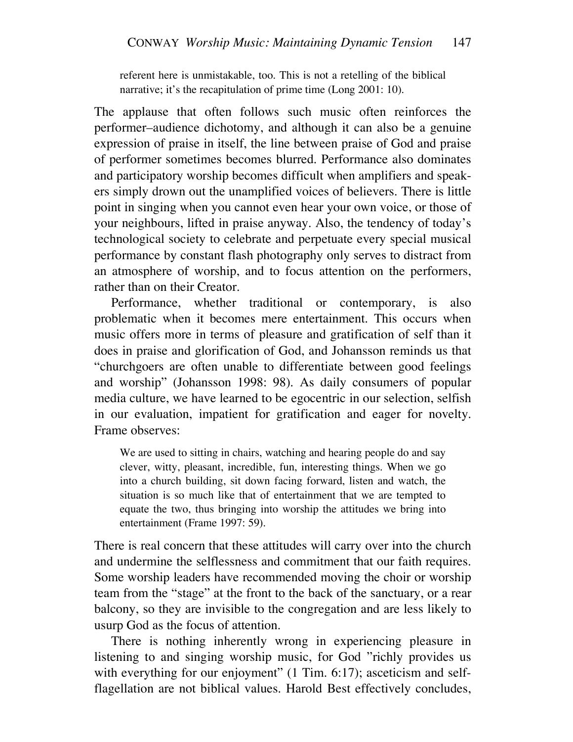> referent here is unmistakable, too. This is not a retelling of the biblical narrative; it's the recapitulation of prime time (Long 2001: 10).

The applause that often follows such music often reinforces the performer–audience dichotomy, and although it can also be a genuine expression of praise in itself, the line between praise of God and praise of performer sometimes becomes blurred. Performance also dominates and participatory worship becomes difficult when amplifiers and speakers simply drown out the unamplified voices of believers. There is little point in singing when you cannot even hear your own voice, or those of your neighbours, lifted in praise anyway. Also, the tendency of today's technological society to celebrate and perpetuate every special musical performance by constant flash photography only serves to distract from an atmosphere of worship, and to focus attention on the performers, rather than on their Creator.

Performance, whether traditional or contemporary, is also problematic when it becomes mere entertainment. This occurs when music offers more in terms of pleasure and gratification of self than it does in praise and glorification of God, and Johansson reminds us that "churchgoers are often unable to differentiate between good feelings and worship" (Johansson 1998: 98). As daily consumers of popular media culture, we have learned to be egocentric in our selection, selfish in our evaluation, impatient for gratification and eager for novelty. Frame observes:

> We are used to sitting in chairs, watching and hearing people do and say clever, witty, pleasant, incredible, fun, interesting things. When we go into a church building, sit down facing forward, listen and watch, the situation is so much like that of entertainment that we are tempted to equate the two, thus bringing into worship the attitudes we bring into entertainment (Frame 1997: 59).

There is real concern that these attitudes will carry over into the church and undermine the selflessness and commitment that our faith requires. Some worship leaders have recommended moving the choir or worship team from the "stage" at the front to the back of the sanctuary, or a rear balcony, so they are invisible to the congregation and are less likely to usurp God as the focus of attention.

There is nothing inherently wrong in experiencing pleasure in listening to and singing worship music, for God "richly provides us with everything for our enjoyment" (1 Tim. 6:17); asceticism and self-flagellation are not biblical values. Harold Best effectively concludes,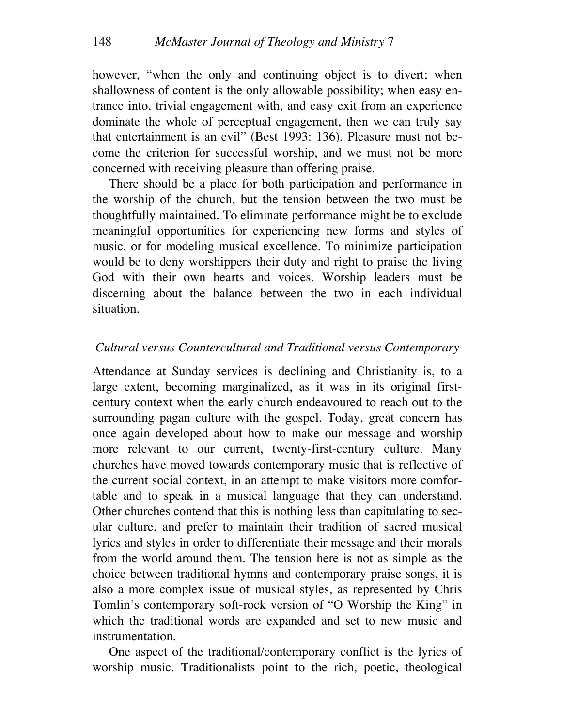however, "when the only and continuing object is to divert; when shallowness of content is the only allowable possibility; when easy entrance into, trivial engagement with, and easy exit from an experience dominate the whole of perceptual engagement, then we can truly say that entertainment is an evil" (Best 1993: 136). Pleasure must not become the criterion for successful worship, and we must not be more concerned with receiving pleasure than offering praise.

There should be a place for both participation and performance in the worship of the church, but the tension between the two must be thoughtfully maintained. To eliminate performance might be to exclude meaningful opportunities for experiencing new forms and styles of music, or for modeling musical excellence. To minimize participation would be to deny worshippers their duty and right to praise the living God with their own hearts and voices. Worship leaders must be discerning about the balance between the two in each individual situation.

### *Cultural versus Countercultural and Traditional versus Contemporary*

Attendance at Sunday services is declining and Christianity is, to a large extent, becoming marginalized, as it was in its original first-century context when the early church endeavoured to reach out to the surrounding pagan culture with the gospel. Today, great concern has once again developed about how to make our message and worship more relevant to our current, twenty-first-century culture. Many churches have moved towards contemporary music that is reflective of the current social context, in an attempt to make visitors more comfortable and to speak in a musical language that they can understand. Other churches contend that this is nothing less than capitulating to secular culture, and prefer to maintain their tradition of sacred musical lyrics and styles in order to differentiate their message and their morals from the world around them. The tension here is not as simple as the choice between traditional hymns and contemporary praise songs, it is also a more complex issue of musical styles, as represented by Chris Tomlin's contemporary soft-rock version of "O Worship the King" in which the traditional words are expanded and set to new music and instrumentation.

One aspect of the traditional/contemporary conflict is the lyrics of worship music. Traditionalists point to the rich, poetic, theological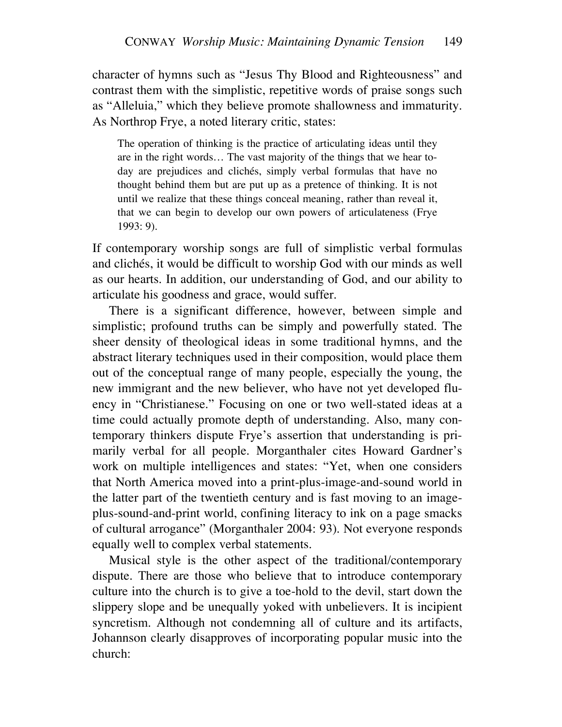character of hymns such as "Jesus Thy Blood and Righteousness" and contrast them with the simplistic, repetitive words of praise songs such as "Alleluia," which they believe promote shallowness and immaturity. As Northrop Frye, a noted literary critic, states:

> The operation of thinking is the practice of articulating ideas until they are in the right words… The vast majority of the things that we hear today are prejudices and clichés, simply verbal formulas that have no thought behind them but are put up as a pretence of thinking. It is not until we realize that these things conceal meaning, rather than reveal it, that we can begin to develop our own powers of articulateness (Frye 1993: 9).

If contemporary worship songs are full of simplistic verbal formulas and clichés, it would be difficult to worship God with our minds as well as our hearts. In addition, our understanding of God, and our ability to articulate his goodness and grace, would suffer.

There is a significant difference, however, between simple and simplistic; profound truths can be simply and powerfully stated. The sheer density of theological ideas in some traditional hymns, and the abstract literary techniques used in their composition, would place them out of the conceptual range of many people, especially the young, the new immigrant and the new believer, who have not yet developed fluency in "Christianese." Focusing on one or two well-stated ideas at a time could actually promote depth of understanding. Also, many contemporary thinkers dispute Frye's assertion that understanding is primarily verbal for all people. Morganthaler cites Howard Gardner's work on multiple intelligences and states: "Yet, when one considers that North America moved into a print-plus-image-and-sound world in the latter part of the twentieth century and is fast moving to an image-plus-sound-and-print world, confining literacy to ink on a page smacks of cultural arrogance" (Morganthaler 2004: 93). Not everyone responds equally well to complex verbal statements.

Musical style is the other aspect of the traditional/contemporary dispute. There are those who believe that to introduce contemporary culture into the church is to give a toe-hold to the devil, start down the slippery slope and be unequally yoked with unbelievers. It is incipient syncretism. Although not condemning all of culture and its artifacts, Johannson clearly disapproves of incorporating popular music into the church: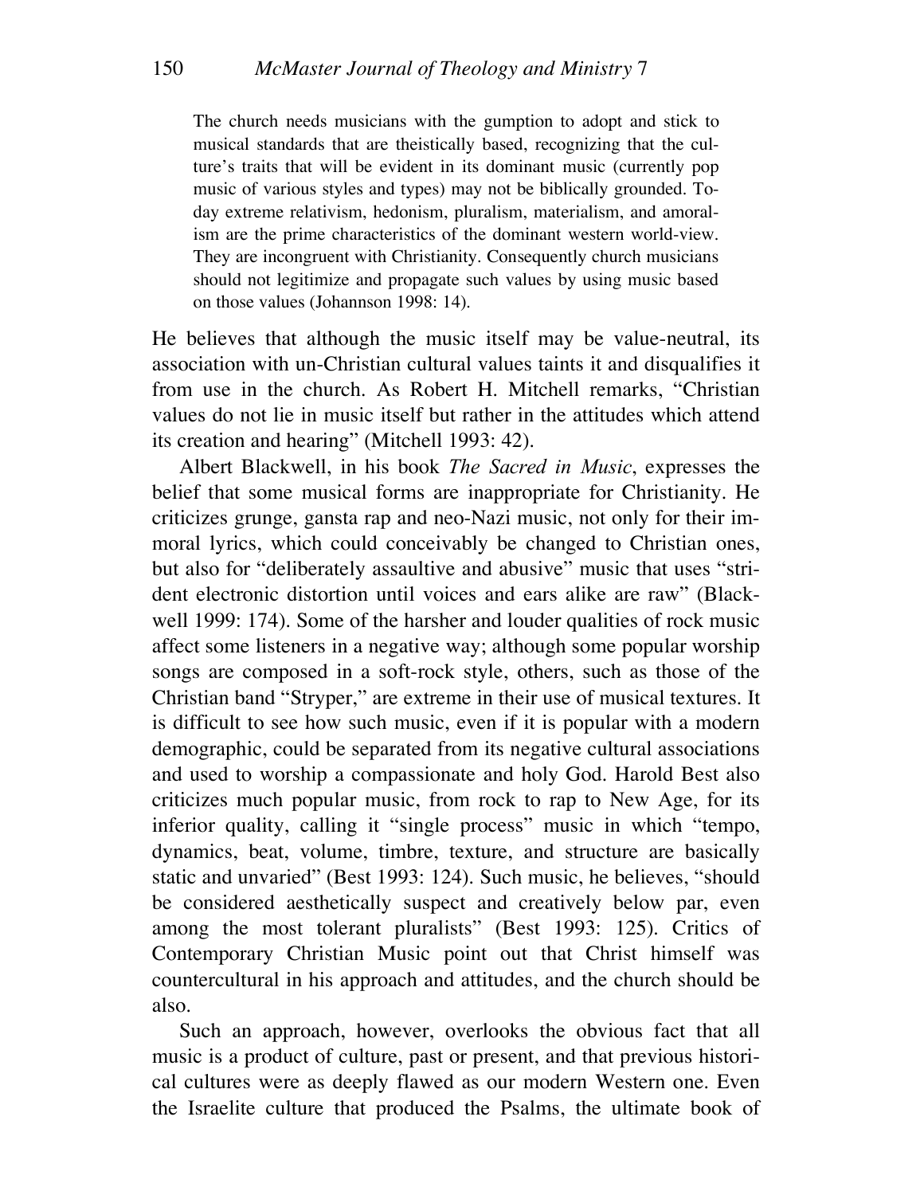> The church needs musicians with the gumption to adopt and stick to musical standards that are theistically based, recognizing that the culture's traits that will be evident in its dominant music (currently pop music of various styles and types) may not be biblically grounded. Today extreme relativism, hedonism, pluralism, materialism, and amoralism are the prime characteristics of the dominant western world-view. They are incongruent with Christianity. Consequently church musicians should not legitimize and propagate such values by using music based on those values (Johannson 1998: 14).

He believes that although the music itself may be value-neutral, its association with un-Christian cultural values taints it and disqualifies it from use in the church. As Robert H. Mitchell remarks, "Christian values do not lie in music itself but rather in the attitudes which attend its creation and hearing" (Mitchell 1993: 42).

Albert Blackwell, in his book *The Sacred in Music*, expresses the belief that some musical forms are inappropriate for Christianity. He criticizes grunge, gansta rap and neo-Nazi music, not only for their immoral lyrics, which could conceivably be changed to Christian ones, but also for "deliberately assaultive and abusive" music that uses "strident electronic distortion until voices and ears alike are raw" (Blackwell 1999: 174). Some of the harsher and louder qualities of rock music affect some listeners in a negative way; although some popular worship songs are composed in a soft-rock style, others, such as those of the Christian band "Stryper," are extreme in their use of musical textures. It is difficult to see how such music, even if it is popular with a modern demographic, could be separated from its negative cultural associations and used to worship a compassionate and holy God. Harold Best also criticizes much popular music, from rock to rap to New Age, for its inferior quality, calling it "single process" music in which "tempo, dynamics, beat, volume, timbre, texture, and structure are basically static and unvaried" (Best 1993: 124). Such music, he believes, "should be considered aesthetically suspect and creatively below par, even among the most tolerant pluralists" (Best 1993: 125). Critics of Contemporary Christian Music point out that Christ himself was countercultural in his approach and attitudes, and the church should be also.

Such an approach, however, overlooks the obvious fact that all music is a product of culture, past or present, and that previous historical cultures were as deeply flawed as our modern Western one. Even the Israelite culture that produced the Psalms, the ultimate book of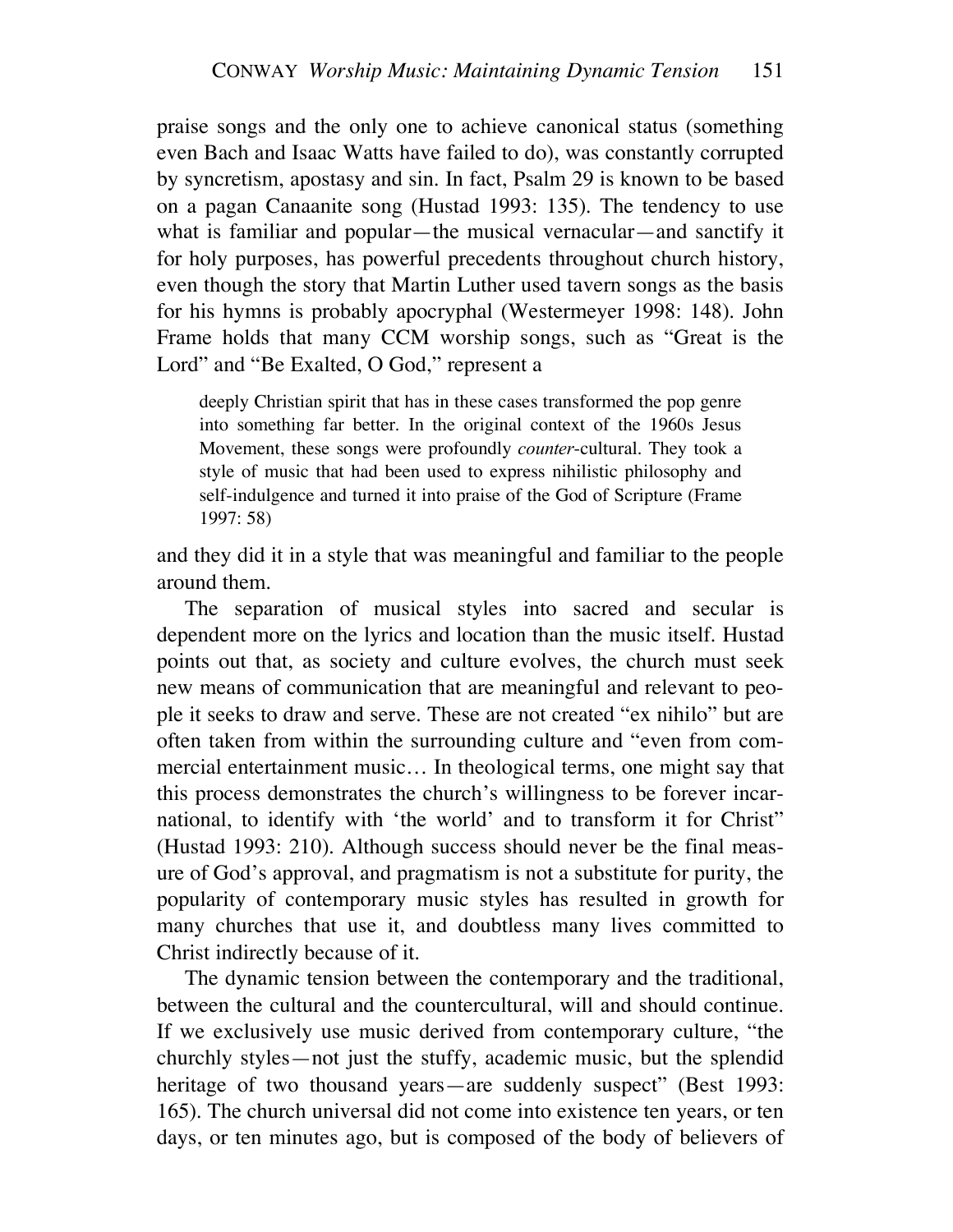praise songs and the only one to achieve canonical status (something even Bach and Isaac Watts have failed to do), was constantly corrupted by syncretism, apostasy and sin. In fact, Psalm 29 is known to be based on a pagan Canaanite song (Hustad 1993: 135). The tendency to use what is familiar and popular—the musical vernacular—and sanctify it for holy purposes, has powerful precedents throughout church history, even though the story that Martin Luther used tavern songs as the basis for his hymns is probably apocryphal (Westermeyer 1998: 148). John Frame holds that many CCM worship songs, such as "Great is the Lord" and "Be Exalted, O God," represent a

> deeply Christian spirit that has in these cases transformed the pop genre into something far better. In the original context of the 1960s Jesus Movement, these songs were profoundly *counter*-cultural. They took a style of music that had been used to express nihilistic philosophy and self-indulgence and turned it into praise of the God of Scripture (Frame 1997: 58)

and they did it in a style that was meaningful and familiar to the people around them.

The separation of musical styles into sacred and secular is dependent more on the lyrics and location than the music itself. Hustad points out that, as society and culture evolves, the church must seek new means of communication that are meaningful and relevant to people it seeks to draw and serve. These are not created "ex nihilo" but are often taken from within the surrounding culture and "even from commercial entertainment music… In theological terms, one might say that this process demonstrates the church's willingness to be forever incarnational, to identify with 'the world' and to transform it for Christ" (Hustad 1993: 210). Although success should never be the final measure of God's approval, and pragmatism is not a substitute for purity, the popularity of contemporary music styles has resulted in growth for many churches that use it, and doubtless many lives committed to Christ indirectly because of it.

The dynamic tension between the contemporary and the traditional, between the cultural and the countercultural, will and should continue. If we exclusively use music derived from contemporary culture, "the churchly styles—not just the stuffy, academic music, but the splendid heritage of two thousand years—are suddenly suspect" (Best 1993: 165). The church universal did not come into existence ten years, or ten days, or ten minutes ago, but is composed of the body of believers of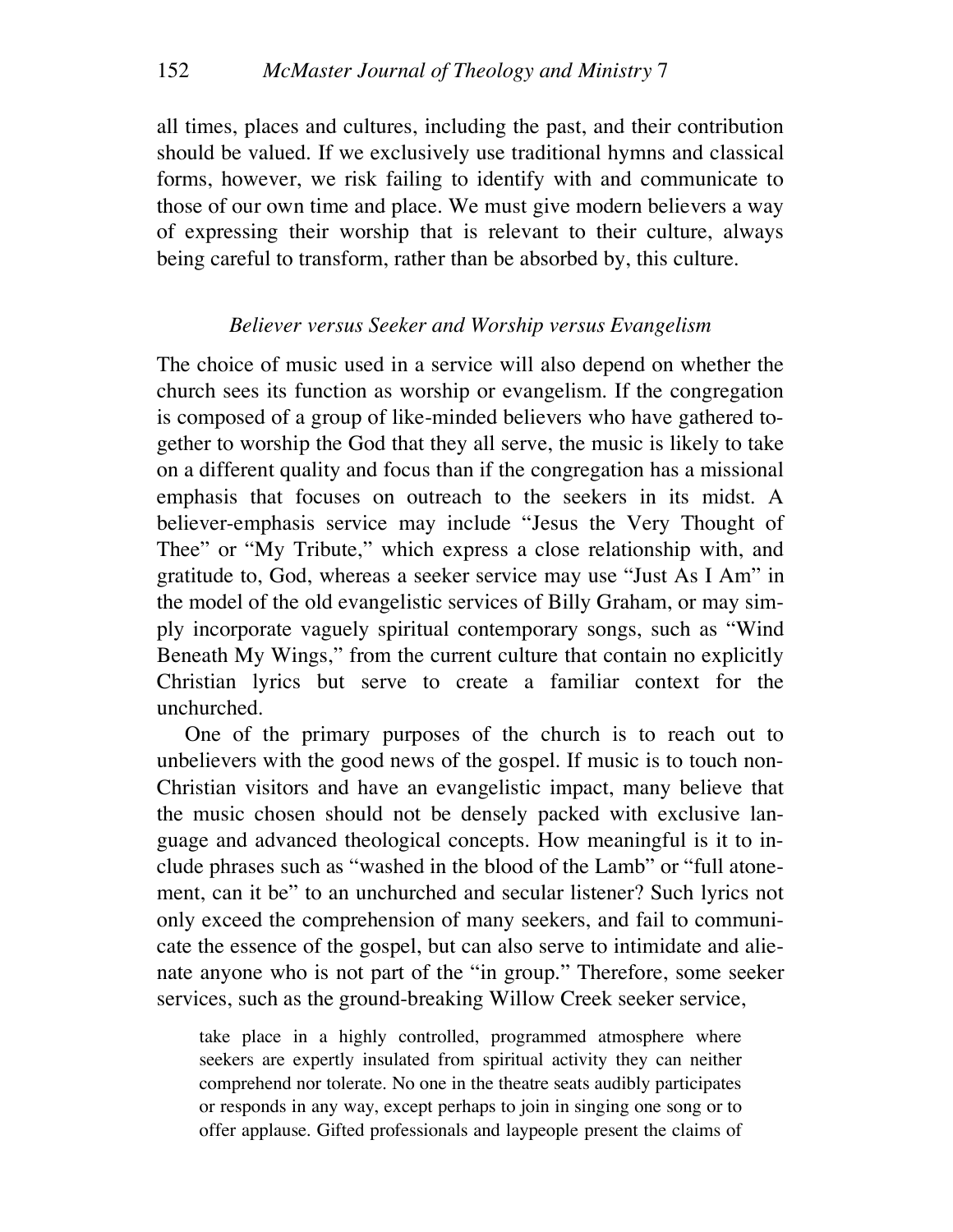all times, places and cultures, including the past, and their contribution should be valued. If we exclusively use traditional hymns and classical forms, however, we risk failing to identify with and communicate to those of our own time and place. We must give modern believers a way of expressing their worship that is relevant to their culture, always being careful to transform, rather than be absorbed by, this culture.

### *Believer versus Seeker and Worship versus Evangelism*

The choice of music used in a service will also depend on whether the church sees its function as worship or evangelism. If the congregation is composed of a group of like-minded believers who have gathered together to worship the God that they all serve, the music is likely to take on a different quality and focus than if the congregation has a missional emphasis that focuses on outreach to the seekers in its midst. A believer-emphasis service may include "Jesus the Very Thought of Thee" or "My Tribute," which express a close relationship with, and gratitude to, God, whereas a seeker service may use "Just As I Am" in the model of the old evangelistic services of Billy Graham, or may simply incorporate vaguely spiritual contemporary songs, such as "Wind Beneath My Wings," from the current culture that contain no explicitly Christian lyrics but serve to create a familiar context for the unchurched.

One of the primary purposes of the church is to reach out to unbelievers with the good news of the gospel. If music is to touch non-Christian visitors and have an evangelistic impact, many believe that the music chosen should not be densely packed with exclusive language and advanced theological concepts. How meaningful is it to include phrases such as "washed in the blood of the Lamb" or "full atonement, can it be" to an unchurched and secular listener? Such lyrics not only exceed the comprehension of many seekers, and fail to communicate the essence of the gospel, but can also serve to intimidate and alienate anyone who is not part of the "in group." Therefore, some seeker services, such as the ground-breaking Willow Creek seeker service,

> take place in a highly controlled, programmed atmosphere where seekers are expertly insulated from spiritual activity they can neither comprehend nor tolerate. No one in the theatre seats audibly participates or responds in any way, except perhaps to join in singing one song or to offer applause. Gifted professionals and laypeople present the claims of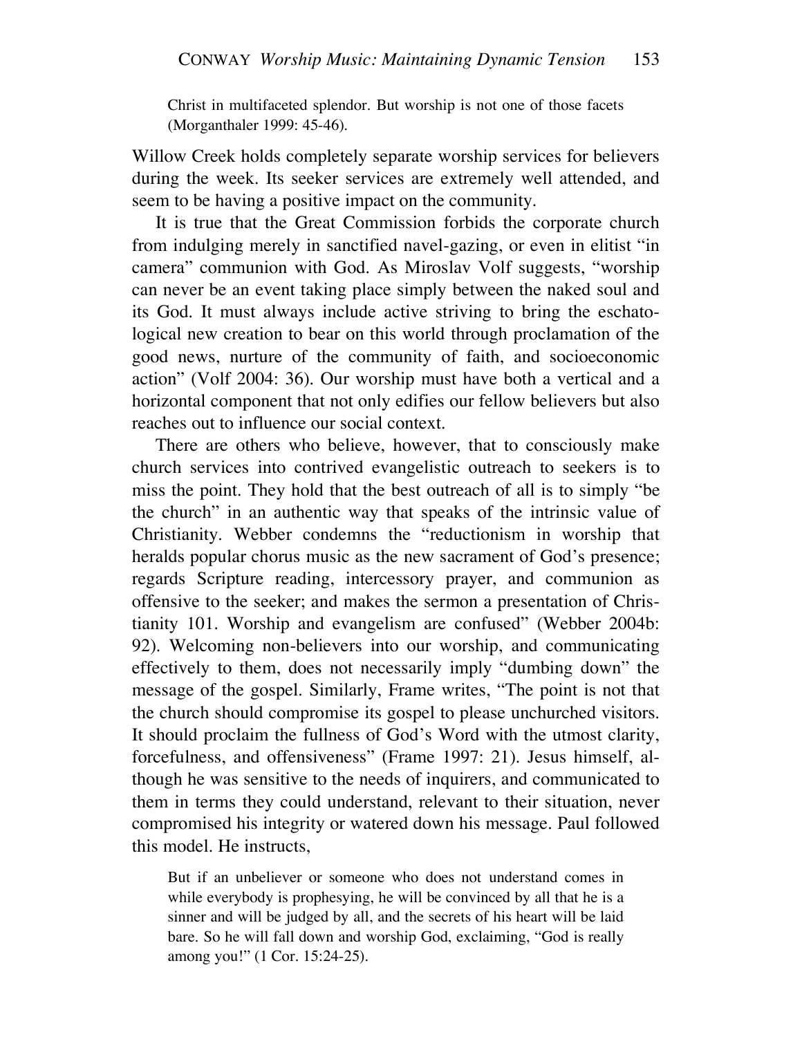> Christ in multifaceted splendor. But worship is not one of those facets (Morganthaler 1999: 45-46).

Willow Creek holds completely separate worship services for believers during the week. Its seeker services are extremely well attended, and seem to be having a positive impact on the community.

It is true that the Great Commission forbids the corporate church from indulging merely in sanctified navel-gazing, or even in elitist "in camera" communion with God. As Miroslav Volf suggests, "worship can never be an event taking place simply between the naked soul and its God. It must always include active striving to bring the eschatological new creation to bear on this world through proclamation of the good news, nurture of the community of faith, and socioeconomic action" (Volf 2004: 36). Our worship must have both a vertical and a horizontal component that not only edifies our fellow believers but also reaches out to influence our social context.

There are others who believe, however, that to consciously make church services into contrived evangelistic outreach to seekers is to miss the point. They hold that the best outreach of all is to simply "be the church" in an authentic way that speaks of the intrinsic value of Christianity. Webber condemns the "reductionism in worship that heralds popular chorus music as the new sacrament of God's presence; regards Scripture reading, intercessory prayer, and communion as offensive to the seeker; and makes the sermon a presentation of Christianity 101. Worship and evangelism are confused" (Webber 2004b: 92). Welcoming non-believers into our worship, and communicating effectively to them, does not necessarily imply "dumbing down" the message of the gospel. Similarly, Frame writes, "The point is not that the church should compromise its gospel to please unchurched visitors. It should proclaim the fullness of God's Word with the utmost clarity, forcefulness, and offensiveness" (Frame 1997: 21). Jesus himself, although he was sensitive to the needs of inquirers, and communicated to them in terms they could understand, relevant to their situation, never compromised his integrity or watered down his message. Paul followed this model. He instructs,

> But if an unbeliever or someone who does not understand comes in while everybody is prophesying, he will be convinced by all that he is a sinner and will be judged by all, and the secrets of his heart will be laid bare. So he will fall down and worship God, exclaiming, "God is really among you!" (1 Cor. 15:24-25).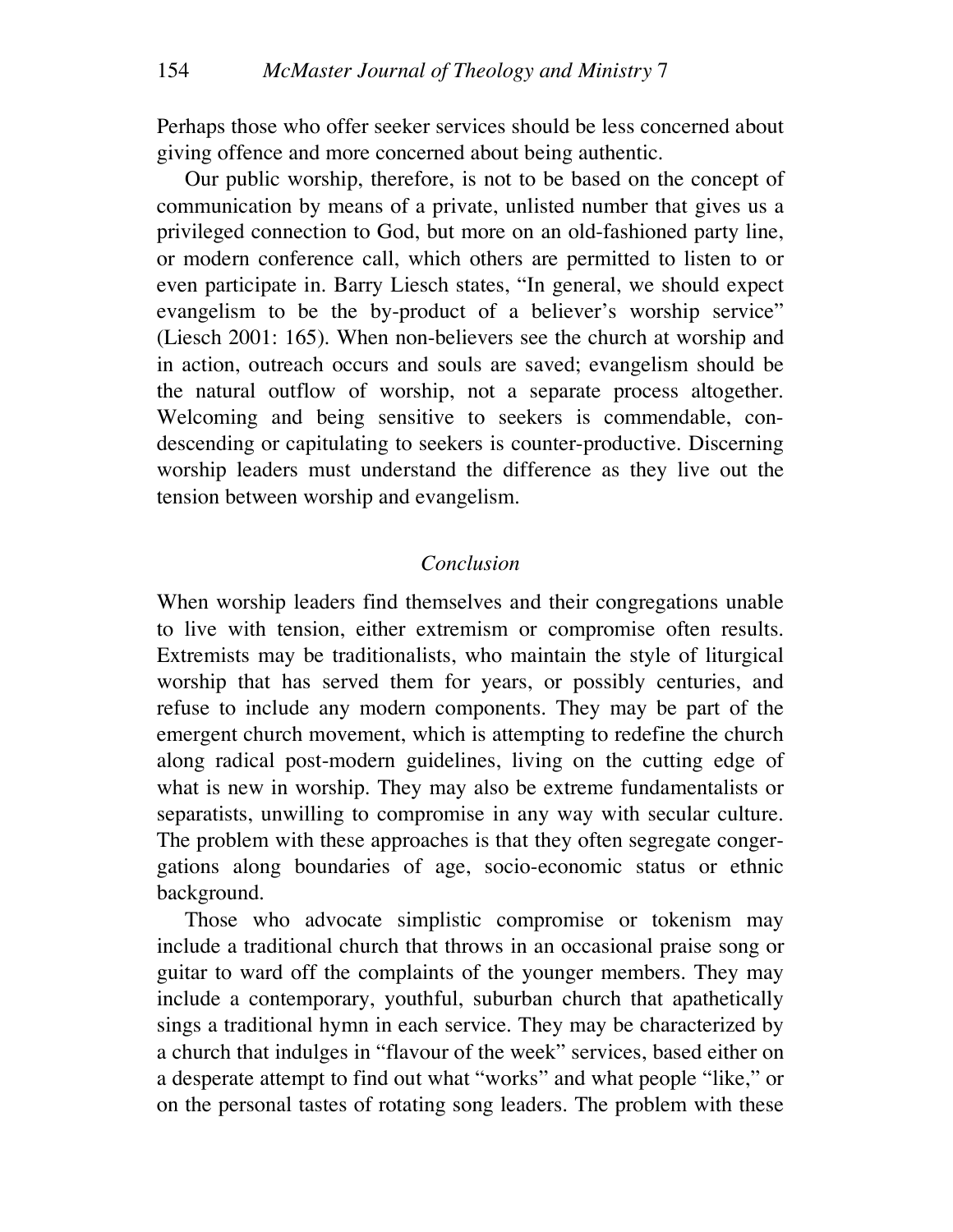Perhaps those who offer seeker services should be less concerned about giving offence and more concerned about being authentic.

Our public worship, therefore, is not to be based on the concept of communication by means of a private, unlisted number that gives us a privileged connection to God, but more on an old-fashioned party line, or modern conference call, which others are permitted to listen to or even participate in. Barry Liesch states, "In general, we should expect evangelism to be the by-product of a believer's worship service" (Liesch 2001: 165). When non-believers see the church at worship and in action, outreach occurs and souls are saved; evangelism should be the natural outflow of worship, not a separate process altogether. Welcoming and being sensitive to seekers is commendable, condescending or capitulating to seekers is counter-productive. Discerning worship leaders must understand the difference as they live out the tension between worship and evangelism.

## *Conclusion*

When worship leaders find themselves and their congregations unable to live with tension, either extremism or compromise often results. Extremists may be traditionalists, who maintain the style of liturgical worship that has served them for years, or possibly centuries, and refuse to include any modern components. They may be part of the emergent church movement, which is attempting to redefine the church along radical post-modern guidelines, living on the cutting edge of what is new in worship. They may also be extreme fundamentalists or separatists, unwilling to compromise in any way with secular culture. The problem with these approaches is that they often segregate congergations along boundaries of age, socio-economic status or ethnic background.

Those who advocate simplistic compromise or tokenism may include a traditional church that throws in an occasional praise song or guitar to ward off the complaints of the younger members. They may include a contemporary, youthful, suburban church that apathetically sings a traditional hymn in each service. They may be characterized by a church that indulges in "flavour of the week" services, based either on a desperate attempt to find out what "works" and what people "like," or on the personal tastes of rotating song leaders. The problem with these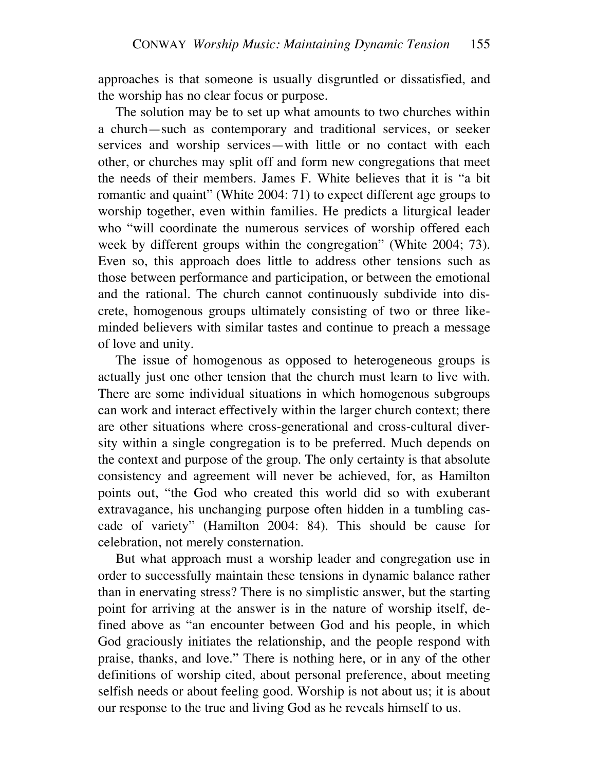approaches is that someone is usually disgruntled or dissatisfied, and the worship has no clear focus or purpose.

The solution may be to set up what amounts to two churches within a church—such as contemporary and traditional services, or seeker services and worship services—with little or no contact with each other, or churches may split off and form new congregations that meet the needs of their members. James F. White believes that it is "a bit romantic and quaint" (White 2004: 71) to expect different age groups to worship together, even within families. He predicts a liturgical leader who "will coordinate the numerous services of worship offered each week by different groups within the congregation" (White 2004; 73). Even so, this approach does little to address other tensions such as those between performance and participation, or between the emotional and the rational. The church cannot continuously subdivide into discrete, homogenous groups ultimately consisting of two or three like-minded believers with similar tastes and continue to preach a message of love and unity.

The issue of homogenous as opposed to heterogeneous groups is actually just one other tension that the church must learn to live with. There are some individual situations in which homogenous subgroups can work and interact effectively within the larger church context; there are other situations where cross-generational and cross-cultural diversity within a single congregation is to be preferred. Much depends on the context and purpose of the group. The only certainty is that absolute consistency and agreement will never be achieved, for, as Hamilton points out, "the God who created this world did so with exuberant extravagance, his unchanging purpose often hidden in a tumbling cascade of variety" (Hamilton 2004: 84). This should be cause for celebration, not merely consternation.

But what approach must a worship leader and congregation use in order to successfully maintain these tensions in dynamic balance rather than in enervating stress? There is no simplistic answer, but the starting point for arriving at the answer is in the nature of worship itself, defined above as "an encounter between God and his people, in which God graciously initiates the relationship, and the people respond with praise, thanks, and love." There is nothing here, or in any of the other definitions of worship cited, about personal preference, about meeting selfish needs or about feeling good. Worship is not about us; it is about our response to the true and living God as he reveals himself to us.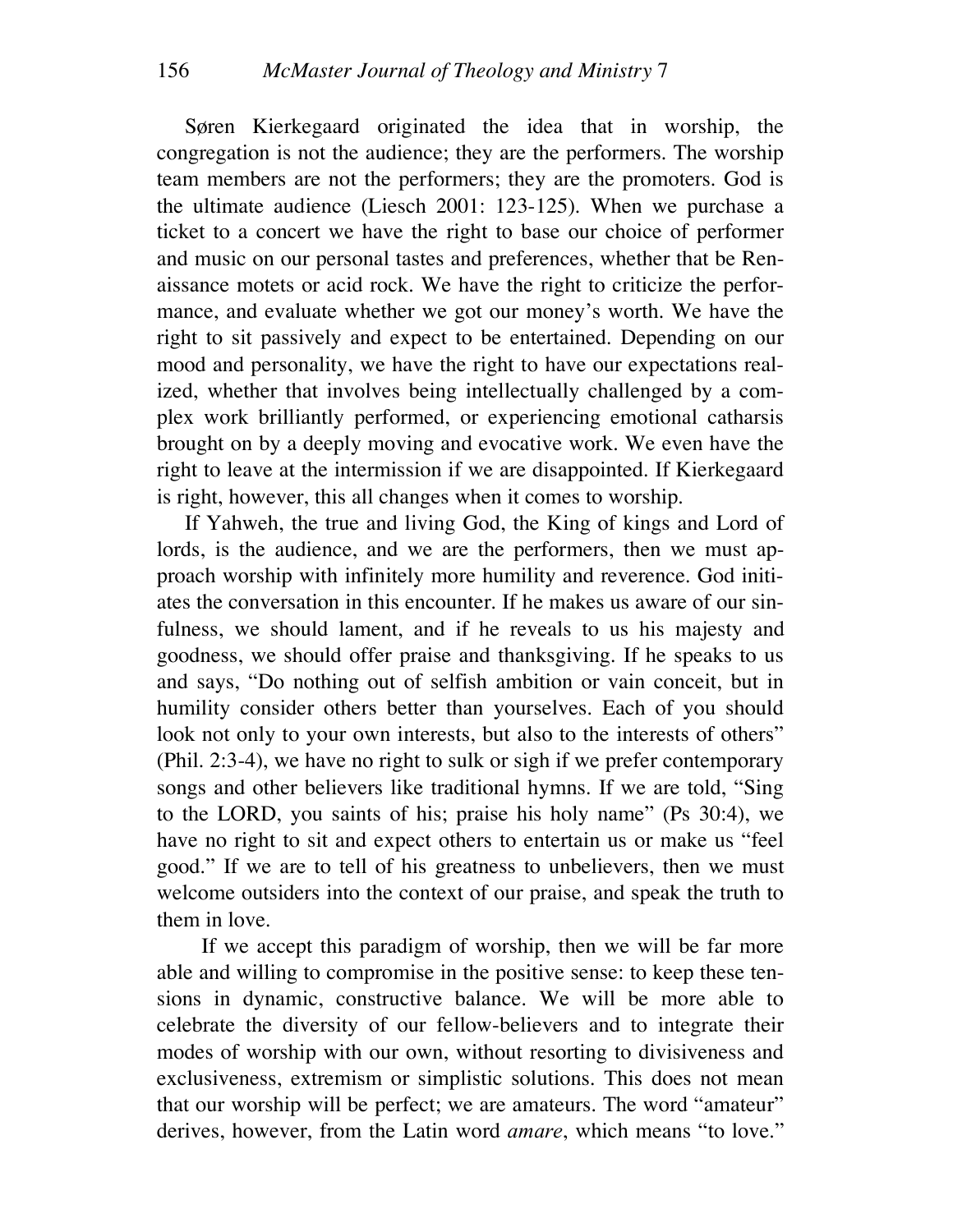Søren Kierkegaard originated the idea that in worship, the congregation is not the audience; they are the performers. The worship team members are not the performers; they are the promoters. God is the ultimate audience (Liesch 2001: 123-125). When we purchase a ticket to a concert we have the right to base our choice of performer and music on our personal tastes and preferences, whether that be Renaissance motets or acid rock. We have the right to criticize the performance, and evaluate whether we got our money's worth. We have the right to sit passively and expect to be entertained. Depending on our mood and personality, we have the right to have our expectations realized, whether that involves being intellectually challenged by a complex work brilliantly performed, or experiencing emotional catharsis brought on by a deeply moving and evocative work. We even have the right to leave at the intermission if we are disappointed. If Kierkegaard is right, however, this all changes when it comes to worship.

If Yahweh, the true and living God, the King of kings and Lord of lords, is the audience, and we are the performers, then we must approach worship with infinitely more humility and reverence. God initiates the conversation in this encounter. If he makes us aware of our sinfulness, we should lament, and if he reveals to us his majesty and goodness, we should offer praise and thanksgiving. If he speaks to us and says, "Do nothing out of selfish ambition or vain conceit, but in humility consider others better than yourselves. Each of you should look not only to your own interests, but also to the interests of others" (Phil. 2:3-4), we have no right to sulk or sigh if we prefer contemporary songs and other believers like traditional hymns. If we are told, "Sing to the LORD, you saints of his; praise his holy name" (Ps 30:4), we have no right to sit and expect others to entertain us or make us "feel good." If we are to tell of his greatness to unbelievers, then we must welcome outsiders into the context of our praise, and speak the truth to them in love.

If we accept this paradigm of worship, then we will be far more able and willing to compromise in the positive sense: to keep these tensions in dynamic, constructive balance. We will be more able to celebrate the diversity of our fellow-believers and to integrate their modes of worship with our own, without resorting to divisiveness and exclusiveness, extremism or simplistic solutions. This does not mean that our worship will be perfect; we are amateurs. The word "amateur" derives, however, from the Latin word *amare*, which means "to love."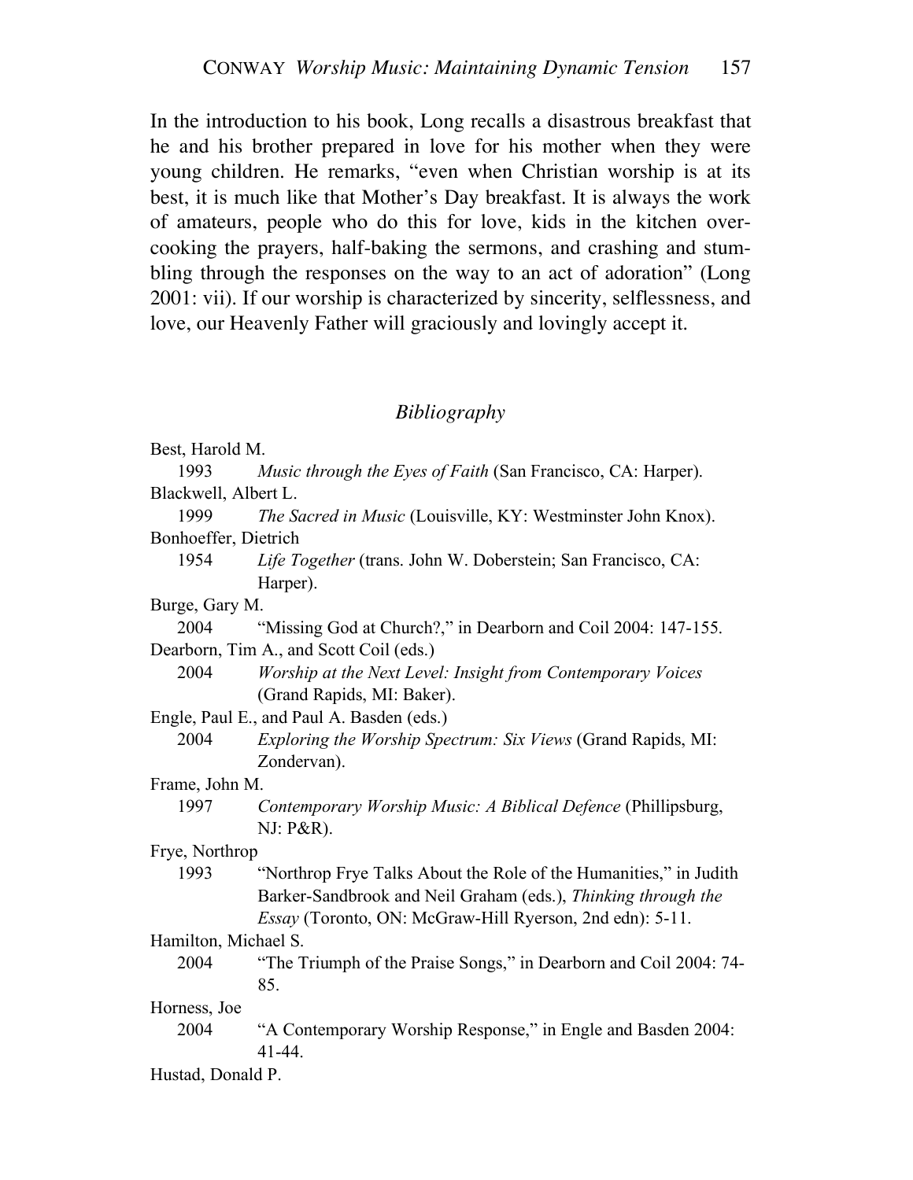In the introduction to his book, Long recalls a disastrous breakfast that he and his brother prepared in love for his mother when they were young children. He remarks, "even when Christian worship is at its best, it is much like that Mother's Day breakfast. It is always the work of amateurs, people who do this for love, kids in the kitchen overcooking the prayers, half-baking the sermons, and crashing and stumbling through the responses on the way to an act of adoration" (Long 2001: vii). If our worship is characterized by sincerity, selflessness, and love, our Heavenly Father will graciously and lovingly accept it.

## *Bibliography*

Best, Harold M.
1993 *Music through the Eyes of Faith* (San Francisco, CA: Harper).

Blackwell, Albert L.
1999 *The Sacred in Music* (Louisville, KY: Westminster John Knox).

Bonhoeffer, Dietrich
1954 *Life Together* (trans. John W. Doberstein; San Francisco, CA: Harper).

Burge, Gary M.
2004 "Missing God at Church?," in Dearborn and Coil 2004: 147-155.

Dearborn, Tim A., and Scott Coil (eds.)
2004 *Worship at the Next Level: Insight from Contemporary Voices* (Grand Rapids, MI: Baker).

Engle, Paul E., and Paul A. Basden (eds.)
2004 *Exploring the Worship Spectrum: Six Views* (Grand Rapids, MI: Zondervan).

Frame, John M.
1997 *Contemporary Worship Music: A Biblical Defence* (Phillipsburg, NJ: P&R).

Frye, Northrop
1993 "Northrop Frye Talks About the Role of the Humanities," in Judith Barker-Sandbrook and Neil Graham (eds.), *Thinking through the Essay* (Toronto, ON: McGraw-Hill Ryerson, 2nd edn): 5-11.

Hamilton, Michael S.
2004 "The Triumph of the Praise Songs," in Dearborn and Coil 2004: 74-85.

Horness, Joe
2004 "A Contemporary Worship Response," in Engle and Basden 2004: 41-44.

Hustad, Donald P.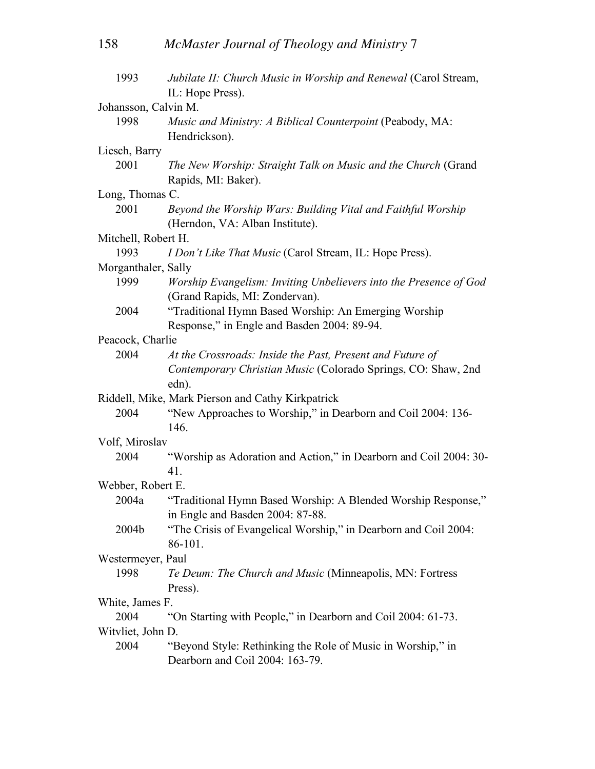1993 *Jubilate II: Church Music in Worship and Renewal* (Carol Stream, IL: Hope Press).

Johansson, Calvin M.
1998 *Music and Ministry: A Biblical Counterpoint* (Peabody, MA: Hendrickson).

Liesch, Barry
2001 *The New Worship: Straight Talk on Music and the Church* (Grand Rapids, MI: Baker).

Long, Thomas C.
2001 *Beyond the Worship Wars: Building Vital and Faithful Worship* (Herndon, VA: Alban Institute).

Mitchell, Robert H.
1993 *I Don't Like That Music* (Carol Stream, IL: Hope Press).

Morganthaler, Sally
1999 *Worship Evangelism: Inviting Unbelievers into the Presence of God* (Grand Rapids, MI: Zondervan).
2004 "Traditional Hymn Based Worship: An Emerging Worship Response," in Engle and Basden 2004: 89-94.

Peacock, Charlie
2004 *At the Crossroads: Inside the Past, Present and Future of Contemporary Christian Music* (Colorado Springs, CO: Shaw, 2nd edn).

Riddell, Mike, Mark Pierson and Cathy Kirkpatrick
2004 "New Approaches to Worship," in Dearborn and Coil 2004: 136-146.

Volf, Miroslav
2004 "Worship as Adoration and Action," in Dearborn and Coil 2004: 30-41.

Webber, Robert E.
2004a "Traditional Hymn Based Worship: A Blended Worship Response," in Engle and Basden 2004: 87-88.
2004b "The Crisis of Evangelical Worship," in Dearborn and Coil 2004: 86-101.

Westermeyer, Paul
1998 *Te Deum: The Church and Music* (Minneapolis, MN: Fortress Press).

White, James F.
2004 "On Starting with People," in Dearborn and Coil 2004: 61-73.

Witvliet, John D.
2004 "Beyond Style: Rethinking the Role of Music in Worship," in Dearborn and Coil 2004: 163-79.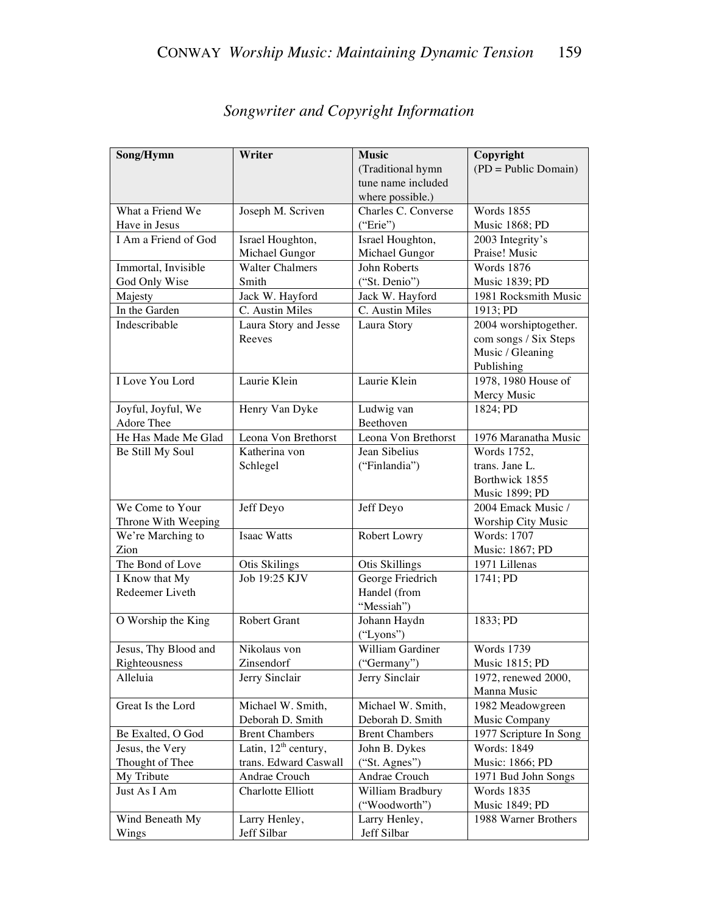*Songwriter and Copyright Information*

| Song/Hymn | Writer | Music (Traditional hymn tune name included where possible.) | Copyright (PD = Public Domain) |
|---|---|---|---|
| What a Friend We Have in Jesus | Joseph M. Scriven | Charles C. Converse ("Erie") | Words 1855 Music 1868; PD |
| I Am a Friend of God | Israel Houghton, Michael Gungor | Israel Houghton, Michael Gungor | 2003 Integrity's Praise! Music |
| Immortal, Invisible God Only Wise | Walter Chalmers Smith | John Roberts ("St. Denio") | Words 1876 Music 1839; PD |
| Majesty | Jack W. Hayford | Jack W. Hayford | 1981 Rocksmith Music |
| In the Garden | C. Austin Miles | C. Austin Miles | 1913; PD |
| Indescribable | Laura Story and Jesse Reeves | Laura Story | 2004 worshiptogether.com songs / Six Steps Music / Gleaning Publishing |
| I Love You Lord | Laurie Klein | Laurie Klein | 1978, 1980 House of Mercy Music |
| Joyful, Joyful, We Adore Thee | Henry Van Dyke | Ludwig van Beethoven | 1824; PD |
| He Has Made Me Glad | Leona Von Brethorst | Leona Von Brethorst | 1976 Maranatha Music |
| Be Still My Soul | Katherina von Schlegel | Jean Sibelius ("Finlandia") | Words 1752, trans. Jane L. Borthwick 1855 Music 1899; PD |
| We Come to Your Throne With Weeping | Jeff Deyo | Jeff Deyo | 2004 Emack Music / Worship City Music |
| We're Marching to Zion | Isaac Watts | Robert Lowry | Words: 1707 Music: 1867; PD |
| The Bond of Love | Otis Skilings | Otis Skillings | 1971 Lillenas |
| I Know that My Redeemer Liveth | Job 19:25 KJV | George Friedrich Handel (from "Messiah") | 1741; PD |
| O Worship the King | Robert Grant | Johann Haydn ("Lyons") | 1833; PD |
| Jesus, Thy Blood and Righteousness | Nikolaus von Zinsendorf | William Gardiner ("Germany") | Words 1739 Music 1815; PD |
| Alleluia | Jerry Sinclair | Jerry Sinclair | 1972, renewed 2000, Manna Music |
| Great Is the Lord | Michael W. Smith, Deborah D. Smith | Michael W. Smith, Deborah D. Smith | 1982 Meadowgreen Music Company |
| Be Exalted, O God | Brent Chambers | Brent Chambers | 1977 Scripture In Song |
| Jesus, the Very Thought of Thee | Latin, 12th century, trans. Edward Caswall | John B. Dykes ("St. Agnes") | Words: 1849 Music: 1866; PD |
| My Tribute | Andrae Crouch | Andrae Crouch | 1971 Bud John Songs |
| Just As I Am | Charlotte Elliott | William Bradbury ("Woodworth") | Words 1835 Music 1849; PD |
| Wind Beneath My Wings | Larry Henley, Jeff Silbar | Larry Henley, Jeff Silbar | 1988 Warner Brothers |